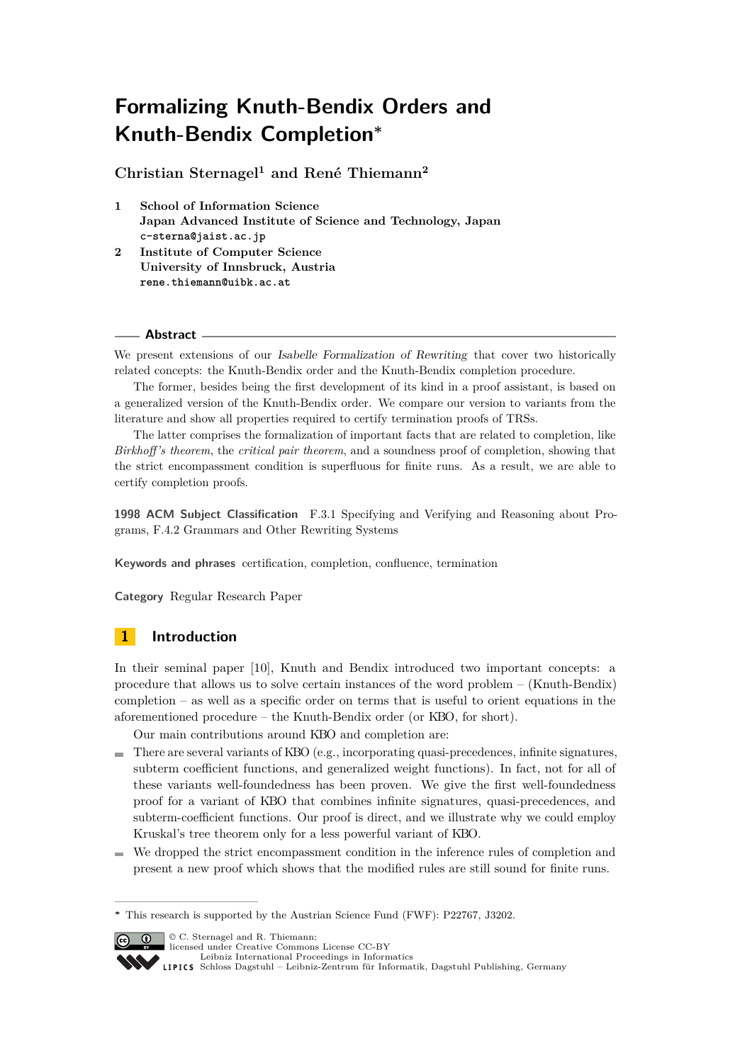# Formalizing Knuth-Bendix Orders and Knuth-Bendix Completion*

**Christian Sternagel[1] and René Thiemann[2]**

1. **School of Information Science**
   **Japan Advanced Institute of Science and Technology, Japan**
   `c-sterna@jaist.ac.jp`
2. **Institute of Computer Science**
   **University of Innsbruck, Austria**
   `rene.thiemann@uibk.ac.at`

## Abstract

We present extensions of our *Isabelle Formalization of Rewriting* that cover two historically related concepts: the Knuth-Bendix order and the Knuth-Bendix completion procedure.

The former, besides being the first development of its kind in a proof assistant, is based on a generalized version of the Knuth-Bendix order. We compare our version to variants from the literature and show all properties required to certify termination proofs of TRSs.

The latter comprises the formalization of important facts that are related to completion, like *Birkhoff's theorem*, the *critical pair theorem*, and a soundness proof of completion, showing that the strict encompassment condition is superfluous for finite runs. As a result, we are able to certify completion proofs.

**1998 ACM Subject Classification** F.3.1 Specifying and Verifying and Reasoning about Programs, F.4.2 Grammars and Other Rewriting Systems

**Keywords and phrases** certification, completion, confluence, termination

**Category** Regular Research Paper

## 1 Introduction

In their seminal paper [10], Knuth and Bendix introduced two important concepts: a procedure that allows us to solve certain instances of the word problem – (Knuth-Bendix) completion – as well as a specific order on terms that is useful to orient equations in the aforementioned procedure – the Knuth-Bendix order (or KBO, for short).

Our main contributions around KBO and completion are:

- There are several variants of KBO (e.g., incorporating quasi-precedences, infinite signatures, subterm coefficient functions, and generalized weight functions). In fact, not for all of these variants well-foundedness has been proven. We give the first well-foundedness proof for a variant of KBO that combines infinite signatures, quasi-precedences, and subterm-coefficient functions. Our proof is direct, and we illustrate why we could employ Kruskal's tree theorem only for a less powerful variant of KBO.
- We dropped the strict encompassment condition in the inference rules of completion and present a new proof which shows that the modified rules are still sound for finite runs.

* This research is supported by the Austrian Science Fund (FWF): P22767, J3202.

© C. Sternagel and R. Thiemann;
licensed under Creative Commons License CC-BY
Leibniz International Proceedings in Informatics
Schloss Dagstuhl – Leibniz-Zentrum für Informatik, Dagstuhl Publishing, Germany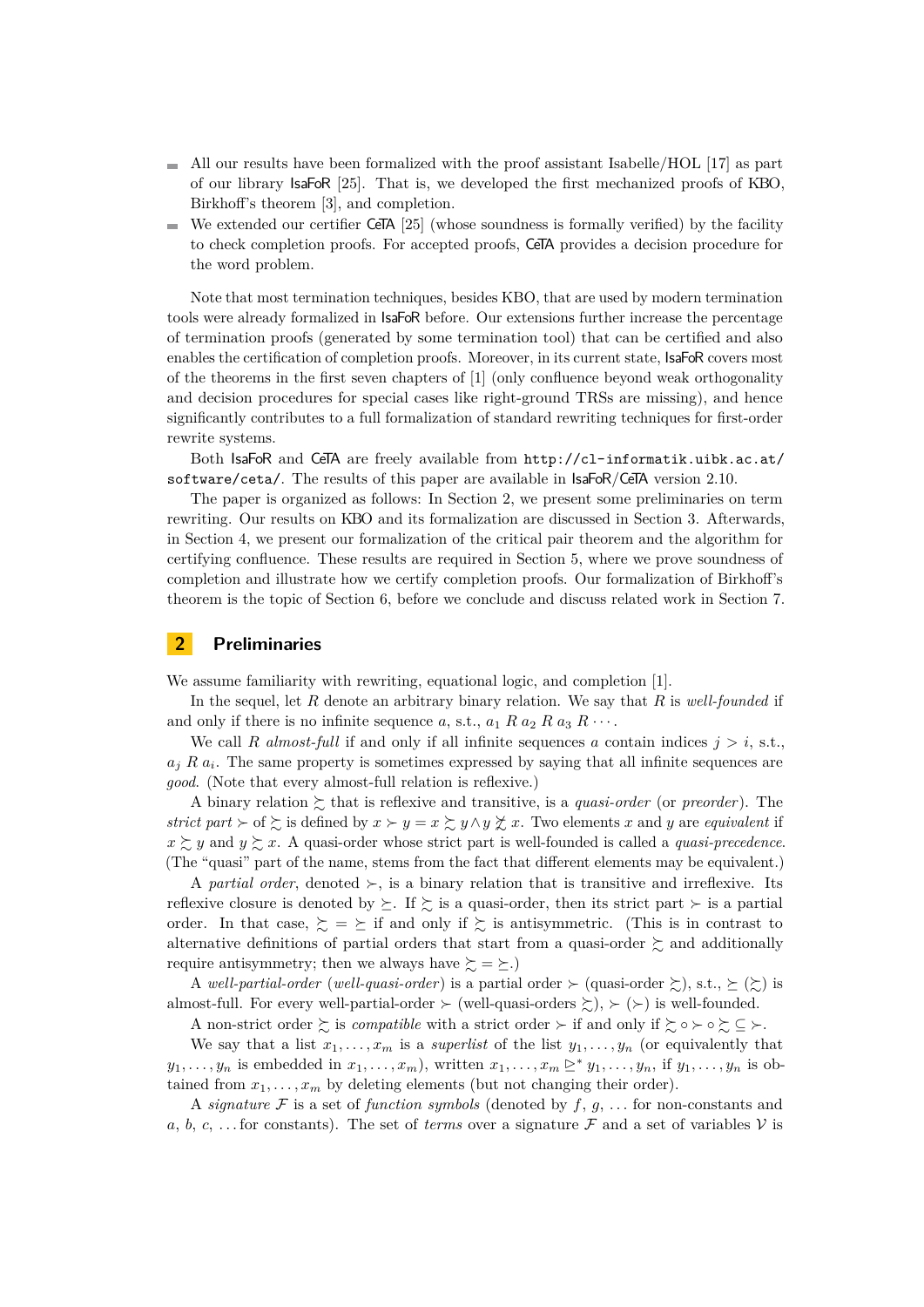- All our results have been formalized with the proof assistant Isabelle/HOL [17] as part of our library IsaFoR [25]. That is, we developed the first mechanized proofs of KBO, Birkhoff's theorem [3], and completion.
- We extended our certifier CeTA [25] (whose soundness is formally verified) by the facility to check completion proofs. For accepted proofs, CeTA provides a decision procedure for the word problem.

Note that most termination techniques, besides KBO, that are used by modern termination tools were already formalized in IsaFoR before. Our extensions further increase the percentage of termination proofs (generated by some termination tool) that can be certified and also enables the certification of completion proofs. Moreover, in its current state, IsaFoR covers most of the theorems in the first seven chapters of [1] (only confluence beyond weak orthogonality and decision procedures for special cases like right-ground TRSs are missing), and hence significantly contributes to a full formalization of standard rewriting techniques for first-order rewrite systems.

Both IsaFoR and CeTA are freely available from `http://cl-informatik.uibk.ac.at/software/ceta/`. The results of this paper are available in IsaFoR/CeTA version 2.10.

The paper is organized as follows: In Section 2, we present some preliminaries on term rewriting. Our results on KBO and its formalization are discussed in Section 3. Afterwards, in Section 4, we present our formalization of the critical pair theorem and the algorithm for certifying confluence. These results are required in Section 5, where we prove soundness of completion and illustrate how we certify completion proofs. Our formalization of Birkhoff's theorem is the topic of Section 6, before we conclude and discuss related work in Section 7.

## 2 Preliminaries

We assume familiarity with rewriting, equational logic, and completion [1].

In the sequel, let $R$ denote an arbitrary binary relation. We say that $R$ is *well-founded* if and only if there is no infinite sequence $a$, s.t., $a_1 \; R \; a_2 \; R \; a_3 \; R \cdots$.

We call $R$ *almost-full* if and only if all infinite sequences $a$ contain indices $j > i$, s.t., $a_j \; R \; a_i$. The same property is sometimes expressed by saying that all infinite sequences are *good*. (Note that every almost-full relation is reflexive.)

A binary relation $\succsim$ that is reflexive and transitive, is a *quasi-order* (or *preorder*). The *strict part* $\succ$ of $\succsim$ is defined by $x \succ y = x \succsim y \wedge y \not\succsim x$. Two elements $x$ and $y$ are *equivalent* if $x \succsim y$ and $y \succsim x$. A quasi-order whose strict part is well-founded is called a *quasi-precedence*. (The "quasi" part of the name, stems from the fact that different elements may be equivalent.)

A *partial order*, denoted $\succ$, is a binary relation that is transitive and irreflexive. Its reflexive closure is denoted by $\succeq$. If $\succsim$ is a quasi-order, then its strict part $\succ$ is a partial order. In that case, $\succsim \; = \; \succeq$ if and only if $\succsim$ is antisymmetric. (This is in contrast to alternative definitions of partial orders that start from a quasi-order $\succsim$ and additionally require antisymmetry; then we always have $\succsim = \succeq$.)

A *well-partial-order* (*well-quasi-order*) is a partial order $\succ$ (quasi-order $\succsim$), s.t., $\succeq$ ($\succsim$) is almost-full. For every well-partial-order $\succ$ (well-quasi-orders $\succsim$), $\succ$ ($\succ$) is well-founded.

A non-strict order $\succsim$ is *compatible* with a strict order $\succ$ if and only if $\succsim \circ \succ \circ \succsim \; \subseteq \; \succ$.

We say that a list $x_1, \ldots, x_m$ is a *superlist* of the list $y_1, \ldots, y_n$ (or equivalently that $y_1, \ldots, y_n$ is embedded in $x_1, \ldots, x_m$), written $x_1, \ldots, x_m \trianglerighteq^* y_1, \ldots, y_n$, if $y_1, \ldots, y_n$ is obtained from $x_1, \ldots, x_m$ by deleting elements (but not changing their order).

A *signature* $\mathcal{F}$ is a set of *function symbols* (denoted by $f$, $g$, ... for non-constants and $a$, $b$, $c$, ... for constants). The set of *terms* over a signature $\mathcal{F}$ and a set of variables $\mathcal{V}$ is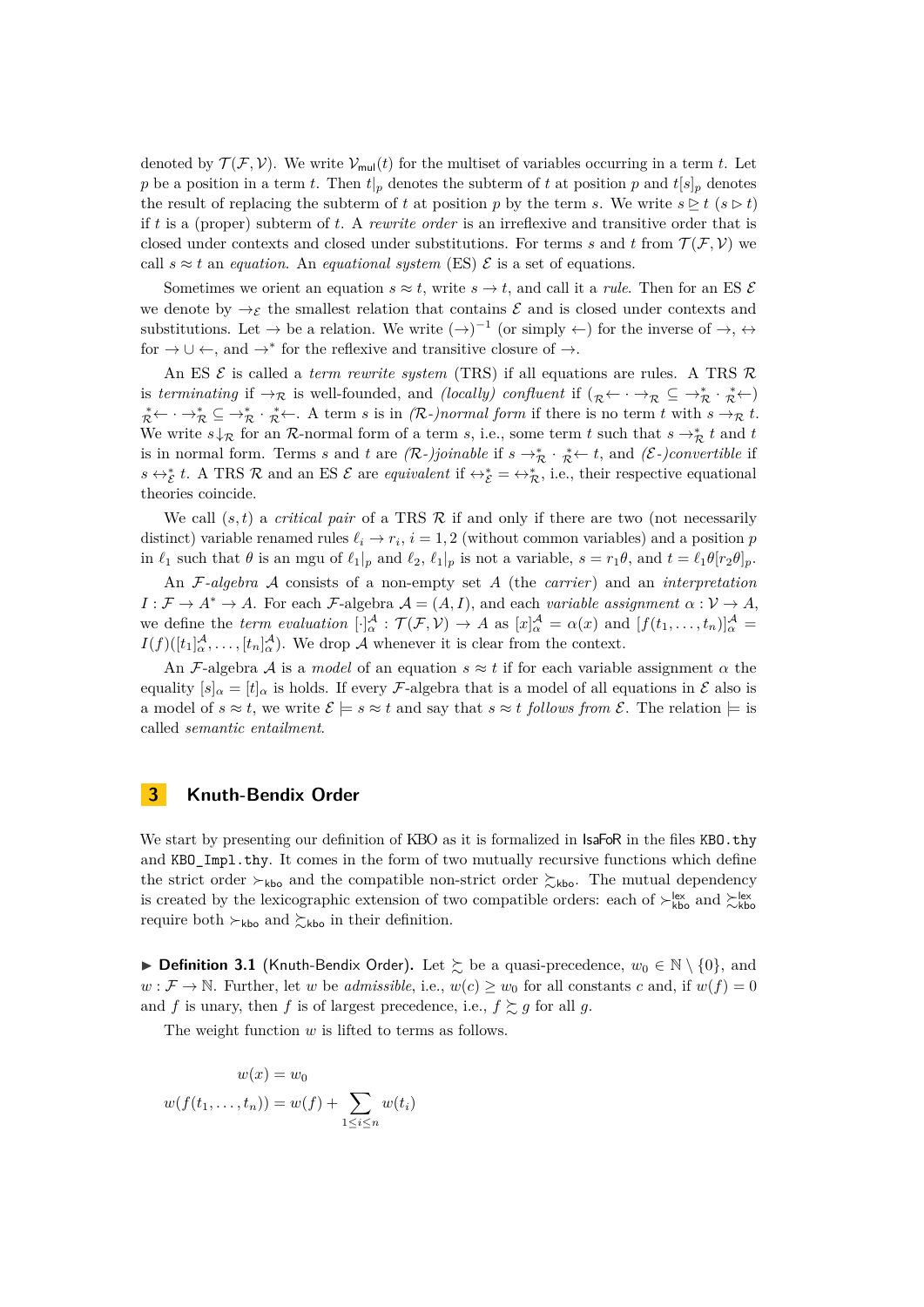denoted by $\mathcal{T}(\mathcal{F},\mathcal{V})$. We write $\mathcal{V}_{\mathsf{mul}}(t)$ for the multiset of variables occurring in a term $t$. Let $p$ be a position in a term $t$. Then $t|_p$ denotes the subterm of $t$ at position $p$ and $t[s]_p$ denotes the result of replacing the subterm of $t$ at position $p$ by the term $s$. We write $s \trianglerighteq t$ ($s \triangleright t$) if $t$ is a (proper) subterm of $t$. A *rewrite order* is an irreflexive and transitive order that is closed under contexts and closed under substitutions. For terms $s$ and $t$ from $\mathcal{T}(\mathcal{F},\mathcal{V})$ we call $s \approx t$ an *equation*. An *equational system* (ES) $\mathcal{E}$ is a set of equations.

Sometimes we orient an equation $s \approx t$, write $s \to t$, and call it a *rule*. Then for an ES $\mathcal{E}$ we denote by $\to_{\mathcal{E}}$ the smallest relation that contains $\mathcal{E}$ and is closed under contexts and substitutions. Let $\to$ be a relation. We write $(\to)^{-1}$ (or simply $\leftarrow$) for the inverse of $\to$, $\leftrightarrow$ for $\to \cup \leftarrow$, and $\to^*$ for the reflexive and transitive closure of $\to$.

An ES $\mathcal{E}$ is called a *term rewrite system* (TRS) if all equations are rules. A TRS $\mathcal{R}$ is *terminating* if $\to_{\mathcal{R}}$ is well-founded, and *(locally) confluent* if (${}_{\mathcal{R}}\!\leftarrow \cdot \to_{\mathcal{R}} \subseteq \to^*_{\mathcal{R}} \cdot {}^*_{\mathcal{R}}\!\leftarrow$) ${}^*_{\mathcal{R}}\!\leftarrow \cdot \to^*_{\mathcal{R}} \subseteq \to^*_{\mathcal{R}} \cdot {}^*_{\mathcal{R}}\!\leftarrow$. A term $s$ is in *($\mathcal{R}$-)normal form* if there is no term $t$ with $s \to_{\mathcal{R}} t$. We write $s{\downarrow_{\mathcal{R}}}$ for an $\mathcal{R}$-normal form of a term $s$, i.e., some term $t$ such that $s \to^*_{\mathcal{R}} t$ and $t$ is in normal form. Terms $s$ and $t$ are *($\mathcal{R}$-)joinable* if $s \to^*_{\mathcal{R}} \cdot {}^*_{\mathcal{R}}\!\leftarrow t$, and *($\mathcal{E}$-)convertible* if $s \leftrightarrow^*_{\mathcal{E}} t$. A TRS $\mathcal{R}$ and an ES $\mathcal{E}$ are *equivalent* if $\leftrightarrow^*_{\mathcal{E}} = \leftrightarrow^*_{\mathcal{R}}$, i.e., their respective equational theories coincide.

We call $(s,t)$ a *critical pair* of a TRS $\mathcal{R}$ if and only if there are two (not necessarily distinct) variable renamed $\ell_i \to r_i$, $i = 1, 2$ (without common variables) and a position $p$ in $\ell_1$ such that $\theta$ is an mgu of $\ell_1|_p$ and $\ell_2$, $\ell_1|_p$ is not a variable, $s = r_1\theta$, and $t = \ell_1\theta[r_2\theta]_p$.

An $\mathcal{F}$-*algebra* $\mathcal{A}$ consists of a non-empty set $A$ (the *carrier*) and an *interpretation* $I : \mathcal{F} \to A^* \to A$. For each $\mathcal{F}$-algebra $\mathcal{A} = (A, I)$, and each *variable assignment* $\alpha : \mathcal{V} \to A$, we define the *term evaluation* $[\cdot]^{\mathcal{A}}_{\alpha} : \mathcal{T}(\mathcal{F},\mathcal{V}) \to A$ as $[x]^{\mathcal{A}}_{\alpha} = \alpha(x)$ and $[f(t_1,\ldots,t_n)]^{\mathcal{A}}_{\alpha} = I(f)([t_1]^{\mathcal{A}}_{\alpha},\ldots,[t_n]^{\mathcal{A}}_{\alpha})$. We drop $\mathcal{A}$ whenever it is clear from the context.

An $\mathcal{F}$-algebra $\mathcal{A}$ is a *model* of an equation $s \approx t$ if for each variable assignment $\alpha$ the equality $[s]_{\alpha} = [t]_{\alpha}$ is holds. If every $\mathcal{F}$-algebra that is a model of all equations in $\mathcal{E}$ also is a model of $s \approx t$, we write $\mathcal{E} \models s \approx t$ and say that $s \approx t$ *follows from* $\mathcal{E}$. The relation $\models$ is called *semantic entailment*.

## 3 Knuth-Bendix Order

We start by presenting our definition of KBO as it is formalized in IsaFoR in the files `KBO.thy` and `KBO_Impl.thy`. It comes in the form of two mutually recursive functions which define the strict order $\succ_{\mathsf{kbo}}$ and the compatible non-strict order $\succsim_{\mathsf{kbo}}$. The mutual dependency is created by the lexicographic extension of two compatible orders: each of $\succ^{\mathsf{lex}}_{\mathsf{kbo}}$ and $\succsim^{\mathsf{lex}}_{\mathsf{kbo}}$ require both $\succ_{\mathsf{kbo}}$ and $\succsim_{\mathsf{kbo}}$ in their definition.

▶ **Definition 3.1** (Knuth-Bendix Order). Let $\succsim$ be a quasi-precedence, $w_0 \in \mathbb{N} \setminus \{0\}$, and $w : \mathcal{F} \to \mathbb{N}$. Further, let $w$ be *admissible*, i.e., $w(c) \geq w_0$ for all constants $c$ and, if $w(f) = 0$ and $f$ is unary, then $f$ is of largest precedence, i.e., $f \succsim g$ for all $g$.

The weight function $w$ is lifted to terms as follows.

$$w(x) = w_0$$

$$w(f(t_1,\ldots,t_n)) = w(f) + \sum_{1 \leq i \leq n} w(t_i)$$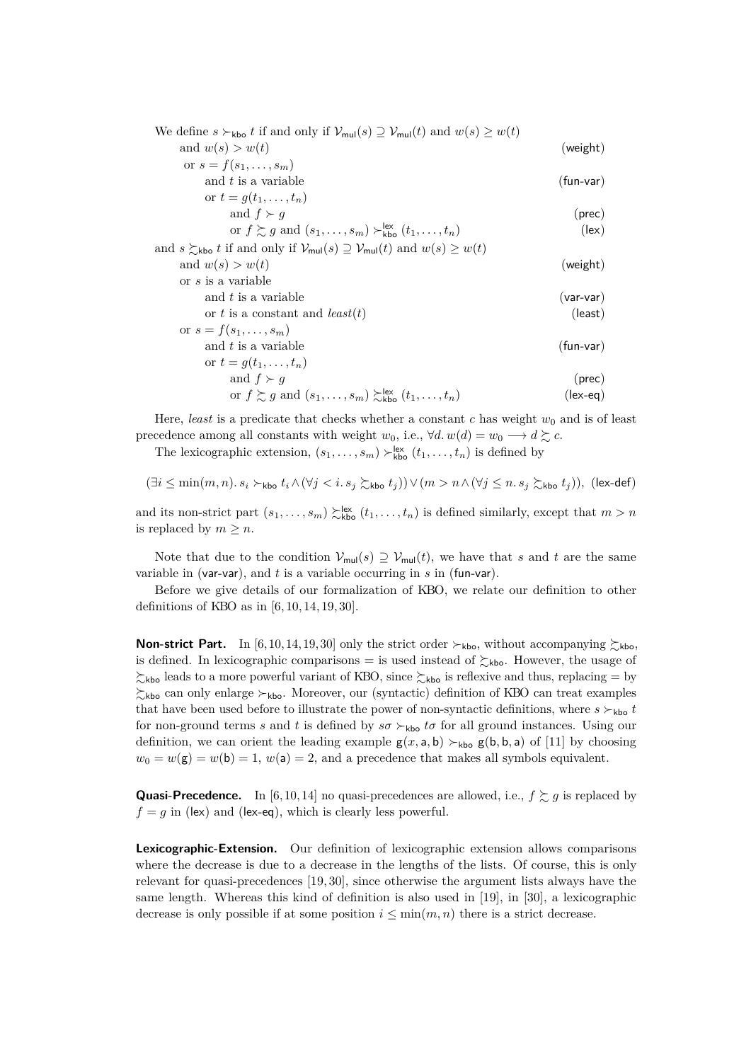We define $s \succ_{\mathsf{kbo}} t$ if and only if $\mathcal{V}_{\mathsf{mul}}(s) \supseteq \mathcal{V}_{\mathsf{mul}}(t)$ and $w(s) \geq w(t)$

- and $w(s) > w(t)$ (weight)
- or $s = f(s_1, \ldots, s_m)$
  - and $t$ is a variable (fun-var)
  - or $t = g(t_1, \ldots, t_n)$
    - and $f \succ g$ (prec)
    - or $f \succsim g$ and $(s_1, \ldots, s_m) \succ^{\mathsf{lex}}_{\mathsf{kbo}} (t_1, \ldots, t_n)$ (lex)

and $s \succsim_{\mathsf{kbo}} t$ if and only if $\mathcal{V}_{\mathsf{mul}}(s) \supseteq \mathcal{V}_{\mathsf{mul}}(t)$ and $w(s) \geq w(t)$

- and $w(s) > w(t)$ (weight)
- or $s$ is a variable
  - and $t$ is a variable (var-var)
  - or $t$ is a constant and $\mathit{least}(t)$ (least)
- or $s = f(s_1, \ldots, s_m)$
  - and $t$ is a variable (fun-var)
  - or $t = g(t_1, \ldots, t_n)$
    - and $f \succ g$ (prec)
    - or $f \succsim g$ and $(s_1, \ldots, s_m) \succsim^{\mathsf{lex}}_{\mathsf{kbo}} (t_1, \ldots, t_n)$ (lex-eq)

Here, *least* is a predicate that checks whether a constant $c$ has weight $w_0$ and is of least precedence among all constants with weight $w_0$, i.e., $\forall d.\, w(d) = w_0 \longrightarrow d \succsim c$.

The lexicographic extension, $(s_1, \ldots, s_m) \succ^{\mathsf{lex}}_{\mathsf{kbo}} (t_1, \ldots, t_n)$ is defined by

$$(\exists i \leq \min(m, n).\, s_i \succ_{\mathsf{kbo}} t_i \wedge (\forall j < i.\, s_j \succsim_{\mathsf{kbo}} t_j)) \vee (m > n \wedge (\forall j \leq n.\, s_j \succsim_{\mathsf{kbo}} t_j)), \quad (\mathsf{lex\text{-}def})$$

and its non-strict part $(s_1, \ldots, s_m) \succsim^{\mathsf{lex}}_{\mathsf{kbo}} (t_1, \ldots, t_n)$ is defined similarly, except that $m > n$ is replaced by $m \geq n$.

Note that due to the condition $\mathcal{V}_{\mathsf{mul}}(s) \supseteq \mathcal{V}_{\mathsf{mul}}(t)$, we have that $s$ and $t$ are the same variable in (var-var), and $t$ is a variable occurring in $s$ in (fun-var).

Before we give details of our formalization of KBO, we relate our definition to other definitions of KBO as in [6, 10, 14, 19, 30].

**Non-strict Part.** In [6, 10, 14, 19, 30] only the strict order $\succ_{\mathsf{kbo}}$, without accompanying $\succsim_{\mathsf{kbo}}$, is defined. In lexicographic comparisons $=$ is used instead of $\succsim_{\mathsf{kbo}}$. However, the usage of $\succsim_{\mathsf{kbo}}$ leads to a more powerful variant of KBO, since $\succsim_{\mathsf{kbo}}$ is reflexive and thus, replacing $=$ by $\succsim_{\mathsf{kbo}}$ can only enlarge $\succ_{\mathsf{kbo}}$. Moreover, our (syntactic) definition of KBO can treat examples that have been used before to illustrate the power of non-syntactic definitions, where $s \succ_{\mathsf{kbo}} t$ for non-ground terms $s$ and $t$ is defined by $s\sigma \succ_{\mathsf{kbo}} t\sigma$ for all ground instances. Using our definition, we can orient the leading example $\mathsf{g}(x, \mathsf{a}, \mathsf{b}) \succ_{\mathsf{kbo}} \mathsf{g}(\mathsf{b}, \mathsf{b}, \mathsf{a})$ of [11] by choosing $w_0 = w(\mathsf{g}) = w(\mathsf{b}) = 1$, $w(\mathsf{a}) = 2$, and a precedence that makes all symbols equivalent.

**Quasi-Precedence.** In [6, 10, 14] no quasi-precedences are allowed, i.e., $f \succsim g$ is replaced by $f = g$ in (lex) and (lex-eq), which is clearly less powerful.

**Lexicographic-Extension.** Our definition of lexicographic extension allows comparisons where the decrease is due to a decrease in the lengths of the lists. Of course, this is only relevant for quasi-precedences [19, 30], since otherwise the argument lists always have the same length. Whereas this kind of definition is also used in [19], in [30], a lexicographic decrease is only possible if at some position $i \leq \min(m, n)$ there is a strict decrease.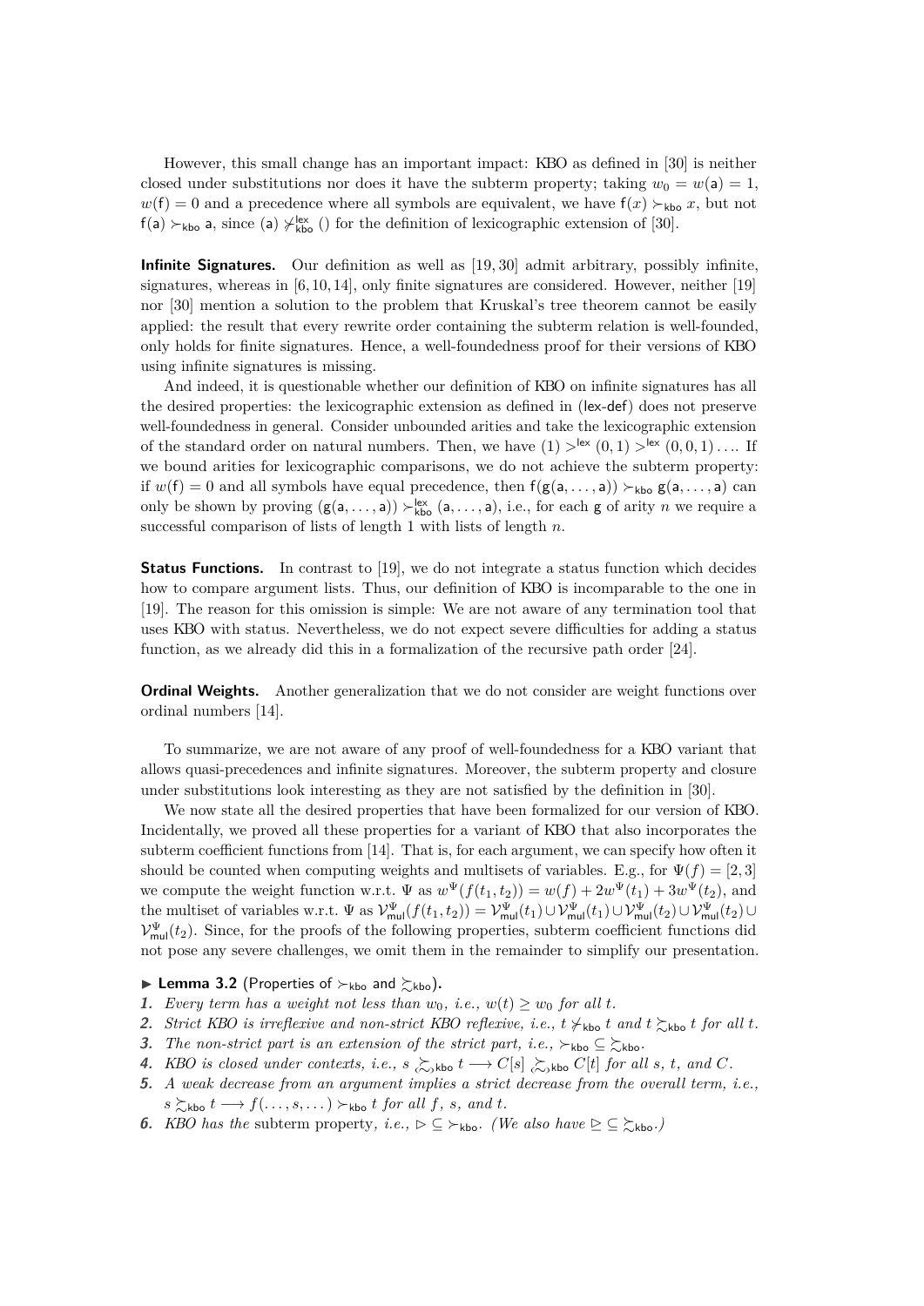However, this small change has an important impact: KBO as defined in [30] is neither closed under substitutions nor does it have the subterm property; taking $w_0 = w(\mathsf{a}) = 1$, $w(\mathsf{f}) = 0$ and a precedence where all symbols are equivalent, we have $\mathsf{f}(x) \succ_{\mathsf{kbo}} x$, but not $\mathsf{f}(\mathsf{a}) \succ_{\mathsf{kbo}} \mathsf{a}$, since $(\mathsf{a}) \not\succ^{\mathsf{lex}}_{\mathsf{kbo}} ()$ for the definition of lexicographic extension of [30].

**Infinite Signatures.** Our definition as well as [19, 30] admit arbitrary, possibly infinite, signatures, whereas in [6, 10, 14], only finite signatures are considered. However, neither [19] nor [30] mention a solution to the problem that Kruskal's tree theorem cannot be easily applied: the result that every rewrite order containing the subterm relation is well-founded, only holds for finite signatures. Hence, a well-foundedness proof for their versions of KBO using infinite signatures is missing.

And indeed, it is questionable whether our definition of KBO on infinite signatures has all the desired properties: the lexicographic extension as defined in (lex-def) does not preserve well-foundedness in general. Consider unbounded arities and take the lexicographic extension of the standard order on natural numbers. Then, we have $(1) >^{\mathsf{lex}} (0,1) >^{\mathsf{lex}} (0,0,1) \ldots$. If we bound arities for lexicographic comparisons, we do not achieve the subterm property: if $w(\mathsf{f}) = 0$ and all symbols have equal precedence, then $\mathsf{f}(\mathsf{g}(\mathsf{a},\ldots,\mathsf{a})) \succ_{\mathsf{kbo}} \mathsf{g}(\mathsf{a},\ldots,\mathsf{a})$ can only be shown by proving $(\mathsf{g}(\mathsf{a},\ldots,\mathsf{a})) \succ^{\mathsf{lex}}_{\mathsf{kbo}} (\mathsf{a},\ldots,\mathsf{a})$, i.e., for each $\mathsf{g}$ of arity $n$ we require a successful comparison of lists of length 1 with lists of length $n$.

**Status Functions.** In contrast to [19], we do not integrate a status function which decides how to compare argument lists. Thus, our definition of KBO is incomparable to the one in [19]. The reason for this omission is simple: We are not aware of any termination tool that uses KBO with status. Nevertheless, we do not expect severe difficulties for adding a status function, as we already did this in a formalization of the recursive path order [24].

**Ordinal Weights.** Another generalization that we do not consider are weight functions over ordinal numbers [14].

To summarize, we are not aware of any proof of well-foundedness for a KBO variant that allows quasi-precedences and infinite signatures. Moreover, the subterm property and closure under substitutions look interesting as they are not satisfied by the definition in [30].

We now state all the desired properties that have been formalized for our version of KBO. Incidentally, we proved all these properties for a variant of KBO that also incorporates the subterm coefficient functions from [14]. That is, for each argument, we can specify how often it should be counted when computing weights and multisets of variables. E.g., for $\Psi(f) = [2,3]$ we compute the weight function w.r.t. $\Psi$ as $w^{\Psi}(f(t_1,t_2)) = w(f) + 2w^{\Psi}(t_1) + 3w^{\Psi}(t_2)$, and the multiset of variables w.r.t. $\Psi$ as $\mathcal{V}^{\Psi}_{\mathsf{mul}}(f(t_1,t_2)) = \mathcal{V}^{\Psi}_{\mathsf{mul}}(t_1) \cup \mathcal{V}^{\Psi}_{\mathsf{mul}}(t_1) \cup \mathcal{V}^{\Psi}_{\mathsf{mul}}(t_2) \cup \mathcal{V}^{\Psi}_{\mathsf{mul}}(t_2) \cup \mathcal{V}^{\Psi}_{\mathsf{mul}}(t_2)$. Since, for the proofs of the following properties, subterm coefficient functions did not pose any severe challenges, we omit them in the remainder to simplify our presentation.

▶ **Lemma 3.2** (Properties of $\succ_{\mathsf{kbo}}$ and $\succsim_{\mathsf{kbo}}$).

1. *Every term has a weight not less than $w_0$, i.e., $w(t) \geq w_0$ for all $t$.*
2. *Strict KBO is irreflexive and non-strict KBO reflexive, i.e., $t \not\succ_{\mathsf{kbo}} t$ and $t \succsim_{\mathsf{kbo}} t$ for all $t$.*
3. *The non-strict part is an extension of the strict part, i.e., $\succ_{\mathsf{kbo}} \subseteq \succsim_{\mathsf{kbo}}$.*
4. *KBO is closed under contexts, i.e., $s \mathrel{\underset{(\sim)}{\succsim}}_{\mathsf{kbo}} t \longrightarrow C[s] \mathrel{\underset{(\sim)}{\succsim}}_{\mathsf{kbo}} C[t]$ for all $s$, $t$, and $C$.*
5. *A weak decrease from an argument implies a strict decrease from the overall term, i.e., $s \succsim_{\mathsf{kbo}} t \longrightarrow f(\ldots,s,\ldots) \succ_{\mathsf{kbo}} t$ for all $f$, $s$, and $t$.*
6. *KBO has the* subterm property, *i.e., $\rhd \subseteq \succ_{\mathsf{kbo}}$. (We also have $\unrhd \subseteq \succsim_{\mathsf{kbo}}$.)*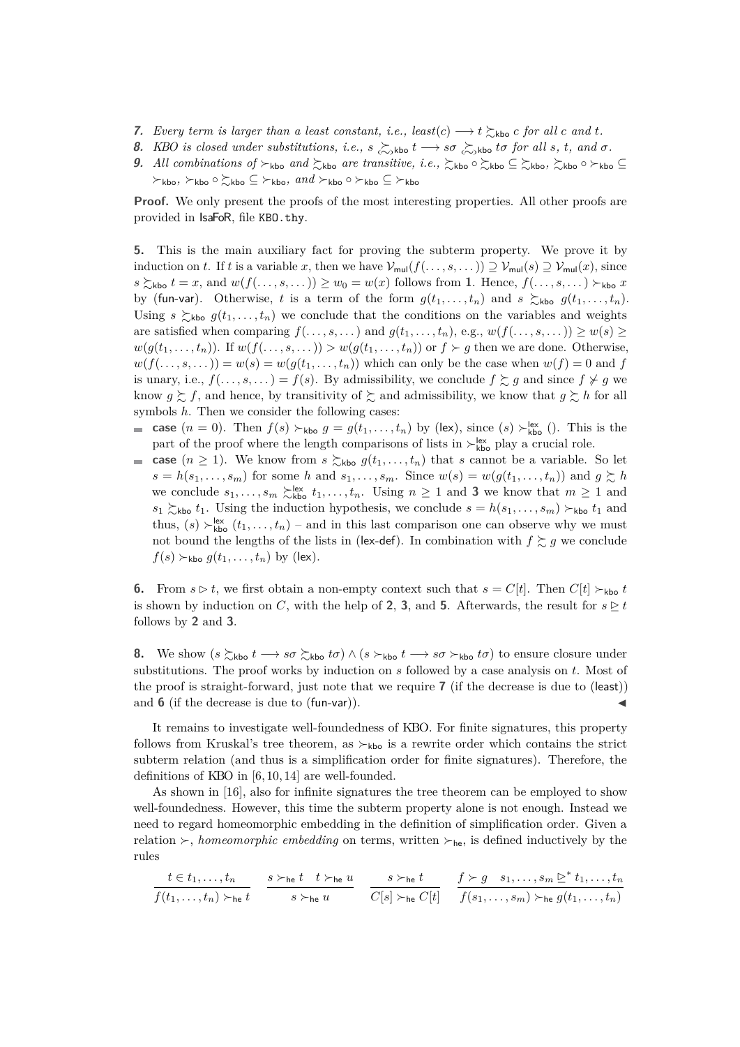**7.** *Every term is larger than a least constant, i.e., $least(c) \longrightarrow t \succsim_{\mathsf{kbo}} c$ for all $c$ and $t$.*

**8.** *KBO is closed under substitutions, i.e., $s \ {}_{(}\!\succsim_{)\mathsf{kbo}}\ t \longrightarrow s\sigma \ {}_{(}\!\succsim_{)\mathsf{kbo}}\ t\sigma$ for all $s$, $t$, and $\sigma$.*

**9.** *All combinations of $\succ_{\mathsf{kbo}}$ and $\succsim_{\mathsf{kbo}}$ are transitive, i.e., $\succsim_{\mathsf{kbo}} \circ \succsim_{\mathsf{kbo}} \subseteq \succsim_{\mathsf{kbo}}$, $\succsim_{\mathsf{kbo}} \circ \succ_{\mathsf{kbo}} \subseteq \succ_{\mathsf{kbo}}$, $\succ_{\mathsf{kbo}} \circ \succsim_{\mathsf{kbo}} \subseteq \succ_{\mathsf{kbo}}$, and $\succ_{\mathsf{kbo}} \circ \succ_{\mathsf{kbo}} \subseteq \succ_{\mathsf{kbo}}$*

**Proof.** We only present the proofs of the most interesting properties. All other proofs are provided in IsaFoR, file `KBO.thy`.

**5.** This is the main auxiliary fact for proving the subterm property. We prove it by induction on $t$. If $t$ is a variable $x$, then we have $\mathcal{V}_{\mathsf{mul}}(f(\dots,s,\dots)) \supseteq \mathcal{V}_{\mathsf{mul}}(s) \supseteq \mathcal{V}_{\mathsf{mul}}(x)$, since $s \succsim_{\mathsf{kbo}} t = x$, and $w(f(\dots,s,\dots)) \geq w_0 = w(x)$ follows from **1**. Hence, $f(\dots,s,\dots) \succ_{\mathsf{kbo}} x$ by (fun-var). Otherwise, $t$ is a term of the form $g(t_1,\dots,t_n)$ and $s \succsim_{\mathsf{kbo}} g(t_1,\dots,t_n)$. Using $s \succsim_{\mathsf{kbo}} g(t_1,\dots,t_n)$ we conclude that the conditions on the variables and weights are satisfied when comparing $f(\dots,s,\dots)$ and $g(t_1,\dots,t_n)$, e.g., $w(f(\dots,s,\dots)) \geq w(s) \geq w(g(t_1,\dots,t_n))$. If $w(f(\dots,s,\dots)) > w(g(t_1,\dots,t_n))$ or $f \succ g$ then we are done. Otherwise, $w(f(\dots,s,\dots)) = w(s) = w(g(t_1,\dots,t_n))$ which can only be the case when $w(f) = 0$ and $f$ is unary, i.e., $f(\dots,s,\dots) = f(s)$. By admissibility, we conclude $f \succsim g$ and since $f \not\succ g$ we know $g \succsim f$, and hence, by transitivity of $\succsim$ and admissibility, we know that $g \succsim h$ for all symbols $h$. Then we consider the following cases:

- **case** $(n = 0)$. Then $f(s) \succ_{\mathsf{kbo}} g = g(t_1,\dots,t_n)$ by (lex), since $(s) \succ^{\mathsf{lex}}_{\mathsf{kbo}} ()$. This is the part of the proof where the length comparisons of lists in $\succ^{\mathsf{lex}}_{\mathsf{kbo}}$ play a crucial role.
- **case** $(n \geq 1)$. We know from $s \succsim_{\mathsf{kbo}} g(t_1,\dots,t_n)$ that $s$ cannot be a variable. So let $s = h(s_1,\dots,s_m)$ for some $h$ and $s_1,\dots,s_m$. Since $w(s) = w(g(t_1,\dots,t_n))$ and $g \succsim h$ we conclude $s_1,\dots,s_m \succsim^{\mathsf{lex}}_{\mathsf{kbo}} t_1,\dots,t_n$. Using $n \geq 1$ and **3** we know that $m \geq 1$ and $s_1 \succsim_{\mathsf{kbo}} t_1$. Using the induction hypothesis, we conclude $s = h(s_1,\dots,s_m) \succ_{\mathsf{kbo}} t_1$ and thus, $(s) \succ^{\mathsf{lex}}_{\mathsf{kbo}} (t_1,\dots,t_n)$ – and in this last comparison one can observe why we must not bound the lengths of the lists in (lex-def). In combination with $f \succsim g$ we conclude $f(s) \succ_{\mathsf{kbo}} g(t_1,\dots,t_n)$ by (lex).

**6.** From $s \rhd t$, we first obtain a non-empty context such that $s = C[t]$. Then $C[t] \succ_{\mathsf{kbo}} t$ is shown by induction on $C$, with the help of **2**, **3**, and **5**. Afterwards, the result for $s \unrhd t$ follows by **2** and **3**.

**8.** We show $(s \succsim_{\mathsf{kbo}} t \longrightarrow s\sigma \succsim_{\mathsf{kbo}} t\sigma) \wedge (s \succ_{\mathsf{kbo}} t \longrightarrow s\sigma \succ_{\mathsf{kbo}} t\sigma)$ to ensure closure under substitutions. The proof works by induction on $s$ followed by a case analysis on $t$. Most of the proof is straight-forward, just note that we require **7** (if the decrease is due to (least)) and **6** (if the decrease is due to (fun-var)). ◀

It remains to investigate well-foundedness of KBO. For finite signatures, this property follows from Kruskal's tree theorem, as $\succ_{\mathsf{kbo}}$ is a rewrite order which contains the strict subterm relation (and thus is a simplification order for finite signatures). Therefore, the definitions of KBO in [6, 10, 14] are well-founded.

As shown in [16], also for infinite signatures the tree theorem can be employed to show well-foundedness. However, this time the subterm property alone is not enough. Instead we need to regard homeomorphic embedding in the definition of simplification order. Given a relation $\succ$, *homeomorphic embedding* on terms, written $\succ_{\mathsf{he}}$, is defined inductively by the rules

$$\frac{t \in t_1,\dots,t_n}{f(t_1,\dots,t_n) \succ_{\mathsf{he}} t} \qquad \frac{s \succ_{\mathsf{he}} t \quad t \succ_{\mathsf{he}} u}{s \succ_{\mathsf{he}} u} \qquad \frac{s \succ_{\mathsf{he}} t}{C[s] \succ_{\mathsf{he}} C[t]} \qquad \frac{f \succ g \quad s_1,\dots,s_m \unrhd^* t_1,\dots,t_n}{f(s_1,\dots,s_m) \succ_{\mathsf{he}} g(t_1,\dots,t_n)}$$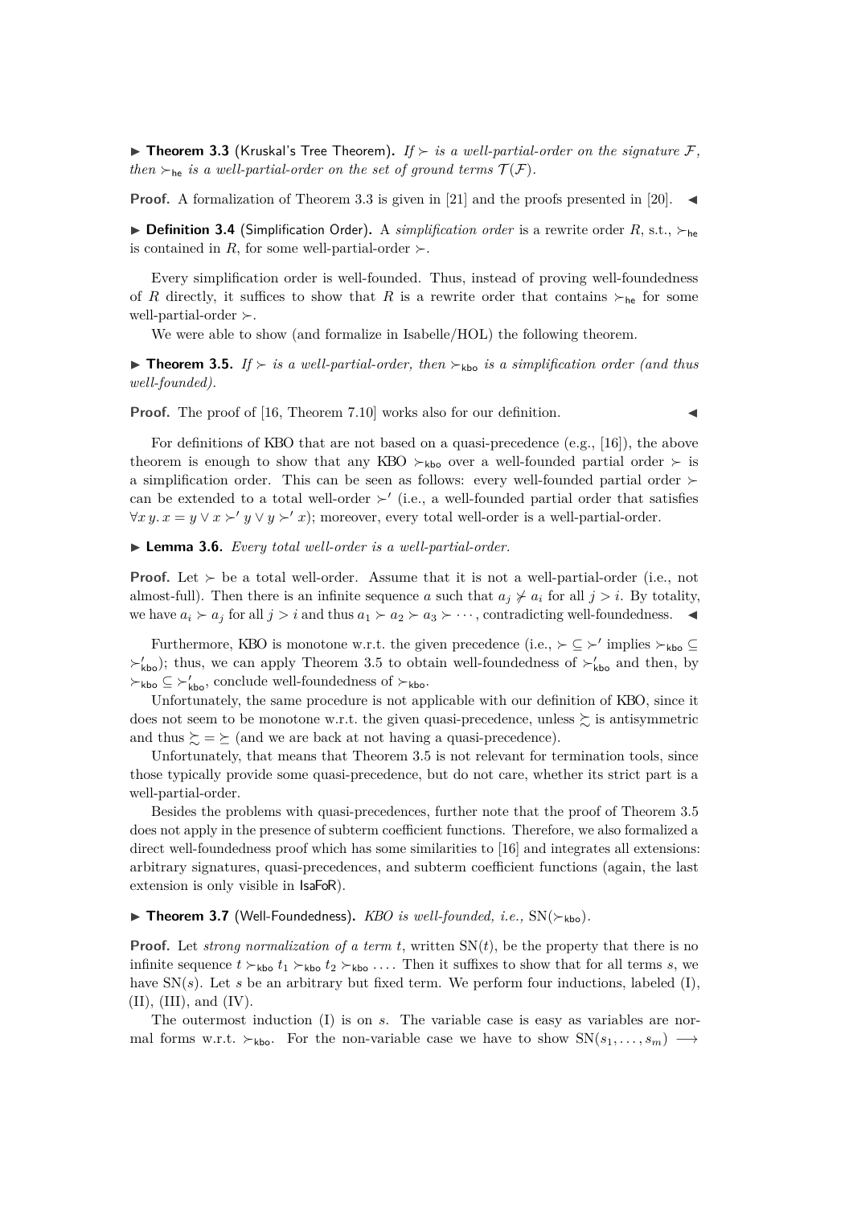▶ **Theorem 3.3** (Kruskal's Tree Theorem)**.** *If $\succ$ is a well-partial-order on the signature $\mathcal{F}$, then $\succ_{\mathsf{he}}$ is a well-partial-order on the set of ground terms $\mathcal{T}(\mathcal{F})$.*

**Proof.** A formalization of Theorem 3.3 is given in [21] and the proofs presented in [20]. ◀

▶ **Definition 3.4** (Simplification Order)**.** A *simplification order* is a rewrite order $R$, s.t., $\succ_{\mathsf{he}}$ is contained in $R$, for some well-partial-order $\succ$.

Every simplification order is well-founded. Thus, instead of proving well-foundedness of $R$ directly, it suffices to show that $R$ is a rewrite order that contains $\succ_{\mathsf{he}}$ for some well-partial-order $\succ$.

We were able to show (and formalize in Isabelle/HOL) the following theorem.

▶ **Theorem 3.5.** *If $\succ$ is a well-partial-order, then $\succ_{\mathsf{kbo}}$ is a simplification order (and thus well-founded).*

**Proof.** The proof of [16, Theorem 7.10] works also for our definition. ◀

For definitions of KBO that are not based on a quasi-precedence (e.g., [16]), the above theorem is enough to show that any KBO $\succ_{\mathsf{kbo}}$ over a well-founded partial order $\succ$ is a simplification order. This can be seen as follows: every well-founded partial order $\succ$ can be extended to a total well-order $\succ'$ (i.e., a well-founded partial order that satisfies $\forall x\, y.\, x = y \vee x \succ' y \vee y \succ' x$); moreover, every total well-order is a well-partial-order.

▶ **Lemma 3.6.** *Every total well-order is a well-partial-order.*

**Proof.** Let $\succ$ be a total well-order. Assume that it is not a well-partial-order (i.e., not almost-full). Then there is an infinite sequence $a$ such that $a_j \not\succ a_i$ for all $j > i$. By totality, we have $a_i \succ a_j$ for all $j > i$ and thus $a_1 \succ a_2 \succ a_3 \succ \cdots$, contradicting well-foundedness. ◀

Furthermore, KBO is monotone w.r.t. the given precedence (i.e., $\succ \subseteq \succ'$ implies $\succ_{\mathsf{kbo}} \subseteq \succ'_{\mathsf{kbo}}$); thus, we can apply Theorem 3.5 to obtain well-foundedness of $\succ'_{\mathsf{kbo}}$ and then, by $\succ_{\mathsf{kbo}} \subseteq \succ'_{\mathsf{kbo}}$, conclude well-foundedness of $\succ_{\mathsf{kbo}}$.

Unfortunately, the same procedure is not applicable with our definition of KBO, since it does not seem to be monotone w.r.t. the given quasi-precedence, unless $\succsim$ is antisymmetric and thus $\succsim = \succeq$ (and we are back at not having a quasi-precedence).

Unfortunately, that means that Theorem 3.5 is not relevant for termination tools, since those typically provide some quasi-precedence, but do not care, whether its strict part is a well-partial-order.

Besides the problems with quasi-precedences, further note that the proof of Theorem 3.5 does not apply in the presence of subterm coefficient functions. Therefore, we also formalized a direct well-foundedness proof which has some similarities to [16] and integrates all extensions: arbitrary signatures, quasi-precedences, and subterm coefficient functions (again, the last extension is only visible in IsaFoR).

▶ **Theorem 3.7** (Well-Foundedness)**.** *KBO is well-founded, i.e.,* $\mathrm{SN}(\succ_{\mathsf{kbo}})$.

**Proof.** Let *strong normalization of a term $t$*, written $\mathrm{SN}(t)$, be the property that there is no infinite sequence $t \succ_{\mathsf{kbo}} t_1 \succ_{\mathsf{kbo}} t_2 \succ_{\mathsf{kbo}} \ldots$. Then it suffices to show that for all terms $s$, we have $\mathrm{SN}(s)$. Let $s$ be an arbitrary but fixed term. We perform four inductions, labeled (I), (II), (III), and (IV).

The outermost induction (I) is on $s$. The variable case is easy as variables are normal forms w.r.t. $\succ_{\mathsf{kbo}}$. For the non-variable case we have to show $\mathrm{SN}(s_1, \ldots, s_m) \longrightarrow$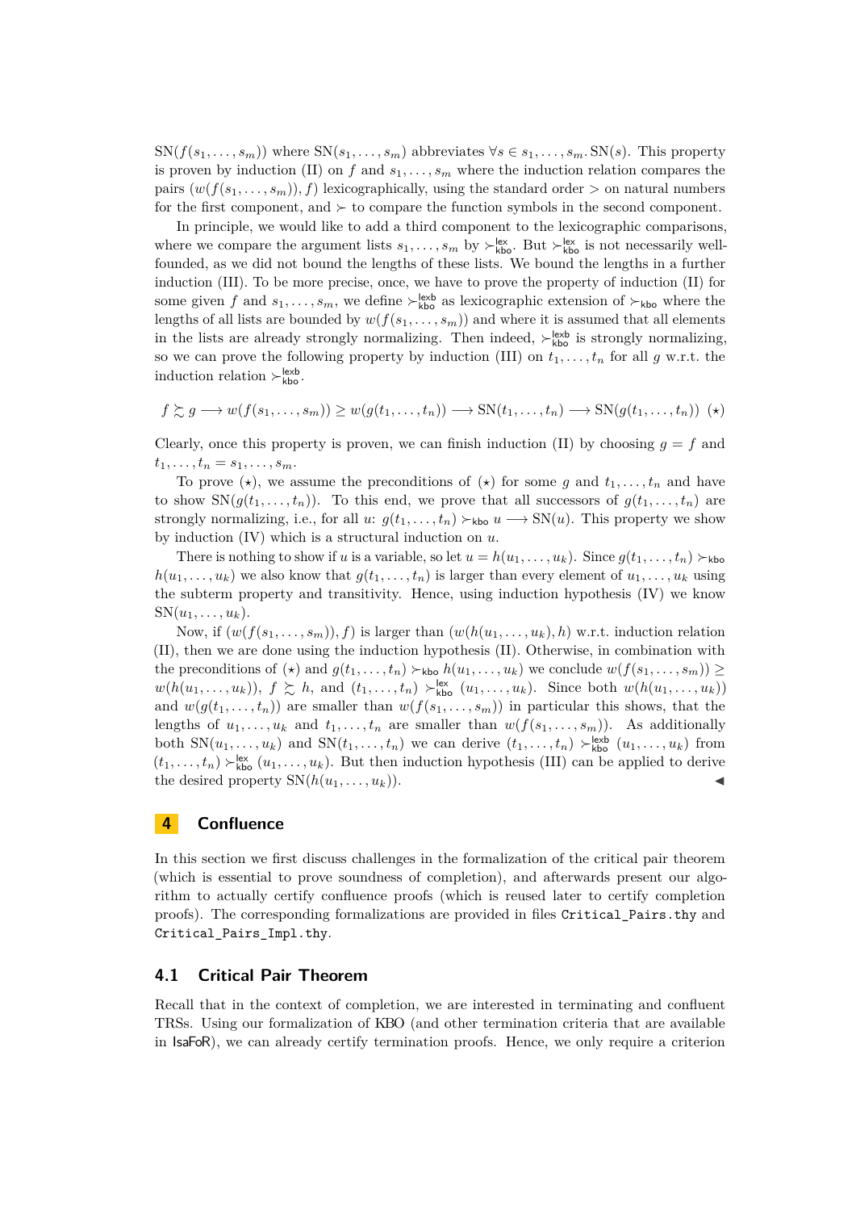$\mathrm{SN}(f(s_1,\ldots,s_m))$ where $\mathrm{SN}(s_1,\ldots,s_m)$ abbreviates $\forall s \in s_1,\ldots,s_m.\, \mathrm{SN}(s)$. This property is proven by induction (II) on $f$ and $s_1,\ldots,s_m$ where the induction relation compares the pairs $(w(f(s_1,\ldots,s_m)), f)$ lexicographically, using the standard order $>$ on natural numbers for the first component, and $\succ$ to compare the function symbols in the second component.

In principle, we would like to add a third component to the lexicographic comparisons, where we compare the argument lists $s_1,\ldots,s_m$ by $\succ^{\mathsf{lex}}_{\mathsf{kbo}}$. But $\succ^{\mathsf{lex}}_{\mathsf{kbo}}$ is not necessarily well-founded, as we did not bound the lengths of these lists. We bound the lengths in a further induction (III). To be more precise, once, we have to prove the property of induction (II) for some given $f$ and $s_1,\ldots,s_m$, we define $\succ^{\mathsf{lexb}}_{\mathsf{kbo}}$ as lexicographic extension of $\succ_{\mathsf{kbo}}$ where the lengths of all lists are bounded by $w(f(s_1,\ldots,s_m))$ and where it is assumed that all elements in the lists are already strongly normalizing. Then indeed, $\succ^{\mathsf{lexb}}_{\mathsf{kbo}}$ is strongly normalizing, so we can prove the following property by induction (III) on $t_1,\ldots,t_n$ for all $g$ w.r.t. the induction relation $\succ^{\mathsf{lexb}}_{\mathsf{kbo}}$.

$$f \succsim g \longrightarrow w(f(s_1,\ldots,s_m)) \geq w(g(t_1,\ldots,t_n)) \longrightarrow \mathrm{SN}(t_1,\ldots,t_n) \longrightarrow \mathrm{SN}(g(t_1,\ldots,t_n)) \quad (\star)$$

Clearly, once this property is proven, we can finish induction (II) by choosing $g = f$ and $t_1,\ldots,t_n = s_1,\ldots,s_m$.

To prove $(\star)$, we assume the preconditions of $(\star)$ for some $g$ and $t_1,\ldots,t_n$ and have to show $\mathrm{SN}(g(t_1,\ldots,t_n))$. To this end, we prove that all successors of $g(t_1,\ldots,t_n)$ are strongly normalizing, i.e., for all $u$: $g(t_1,\ldots,t_n) \succ_{\mathsf{kbo}} u \longrightarrow \mathrm{SN}(u)$. This property we show by induction (IV) which is a structural induction on $u$.

There is nothing to show if $u$ is a variable, so let $u = h(u_1,\ldots,u_k)$. Since $g(t_1,\ldots,t_n) \succ_{\mathsf{kbo}} h(u_1,\ldots,u_k)$ we also know that $g(t_1,\ldots,t_n)$ is larger than every element of $u_1,\ldots,u_k$ using the subterm property and transitivity. Hence, using induction hypothesis (IV) we know $\mathrm{SN}(u_1,\ldots,u_k)$.

Now, if $(w(f(s_1,\ldots,s_m)), f)$ is larger than $(w(h(u_1,\ldots,u_k)), h)$ w.r.t. induction relation (II), then we are done using the induction hypothesis (II). Otherwise, in combination with the preconditions of $(\star)$ and $g(t_1,\ldots,t_n) \succ_{\mathsf{kbo}} h(u_1,\ldots,u_k)$ we conclude $w(f(s_1,\ldots,s_m)) \geq w(h(u_1,\ldots,u_k))$, $f \succsim h$, and $(t_1,\ldots,t_n) \succ^{\mathsf{lex}}_{\mathsf{kbo}} (u_1,\ldots,u_k)$. Since both $w(h(u_1,\ldots,u_k))$ and $w(g(t_1,\ldots,t_n))$ are smaller than $w(f(s_1,\ldots,s_m))$ in particular this shows, that the lengths of $u_1,\ldots,u_k$ and $t_1,\ldots,t_n$ are smaller than $w(f(s_1,\ldots,s_m))$. As additionally both $\mathrm{SN}(u_1,\ldots,u_k)$ and $\mathrm{SN}(t_1,\ldots,t_n)$ we can derive $(t_1,\ldots,t_n) \succ^{\mathsf{lexb}}_{\mathsf{kbo}} (u_1,\ldots,u_k)$ from $(t_1,\ldots,t_n) \succ^{\mathsf{lex}}_{\mathsf{kbo}} (u_1,\ldots,u_k)$. But then induction hypothesis (III) can be applied to derive the desired property $\mathrm{SN}(h(u_1,\ldots,u_k))$. ◀

## 4 Confluence

In this section we first discuss challenges in the formalization of the critical pair theorem (which is essential to prove soundness of completion), and afterwards present our algorithm to actually certify confluence proofs (which is reused later to certify completion proofs). The corresponding formalizations are provided in files `Critical_Pairs.thy` and `Critical_Pairs_Impl.thy`.

### 4.1 Critical Pair Theorem

Recall that in the context of completion, we are interested in terminating and confluent TRSs. Using our formalization of KBO (and other termination criteria that are available in IsaFoR), we can already certify termination proofs. Hence, we only require a criterion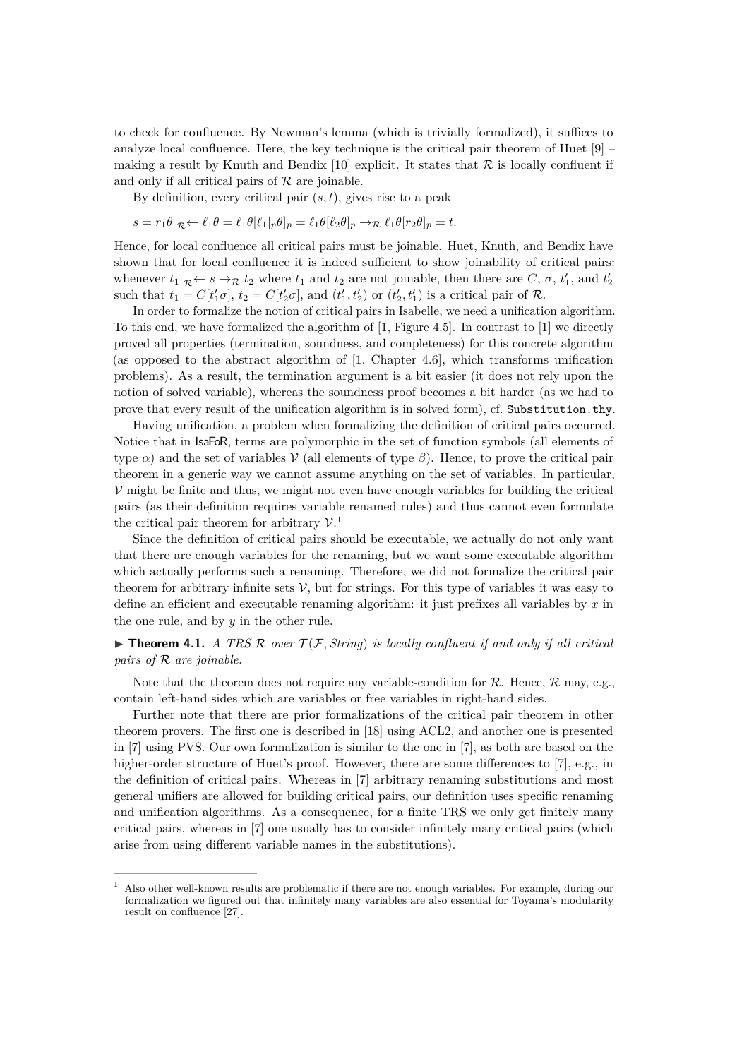to check for confluence. By Newman's lemma (which is trivially formalized), it suffices to analyze local confluence. Here, the key technique is the critical pair theorem of Huet [9] – making a result by Knuth and Bendix [10] explicit. It states that $\mathcal{R}$ is locally confluent if and only if all critical pairs of $\mathcal{R}$ are joinable.

By definition, every critical pair $(s,t)$, gives rise to a peak

$$s = r_1\theta \; {}_{\mathcal{R}}\!\leftarrow \ell_1\theta = \ell_1\theta[\ell_1|_p\theta]_p = \ell_1\theta[\ell_2\theta]_p \to_{\mathcal{R}} \ell_1\theta[r_2\theta]_p = t.$$

Hence, for local confluence all critical pairs must be joinable. Huet, Knuth, and Bendix have shown that for local confluence it is indeed sufficient to show joinability of critical pairs: whenever $t_1 \; {}_{\mathcal{R}}\!\leftarrow s \to_{\mathcal{R}} t_2$ where $t_1$ and $t_2$ are not joinable, then there are $C$, $\sigma$, $t_1'$, and $t_2'$ such that $t_1 = C[t_1'\sigma]$, $t_2 = C[t_2'\sigma]$, and $(t_1', t_2')$ or $(t_2', t_1')$ is a critical pair of $\mathcal{R}$.

In order to formalize the notion of critical pairs in Isabelle, we need a unification algorithm. To this end, we have formalized the algorithm of [1, Figure 4.5]. In contrast to [1] we directly proved all properties (termination, soundness, and completeness) for this concrete algorithm (as opposed to the abstract algorithm of [1, Chapter 4.6], which transforms unification problems). As a result, the termination argument is a bit easier (it does not rely upon the notion of solved variable), whereas the soundness proof becomes a bit harder (as we had to prove that every result of the unification algorithm is in solved form), cf. `Substitution.thy`.

Having unification, a problem when formalizing the definition of critical pairs occurred. Notice that in IsaFoR, terms are polymorphic in the set of function symbols (all elements of type $\alpha$) and the set of variables $\mathcal{V}$ (all elements of type $\beta$). Hence, to prove the critical pair theorem in a generic way we cannot assume anything on the set of variables. In particular, $\mathcal{V}$ might be finite and thus, we might not even have enough variables for building the critical pairs (as their definition requires variable renamed rules) and thus cannot even formulate the critical pair theorem for arbitrary $\mathcal{V}$.[1]

Since the definition of critical pairs should be executable, we actually do not only want that there are enough variables for the renaming, but we want some executable algorithm which actually performs such a renaming. Therefore, we did not formalize the critical pair theorem for arbitrary infinite sets $\mathcal{V}$, but for strings. For this type of variables it was easy to define an efficient and executable renaming algorithm: it just prefixes all variables by $x$ in the one rule, and by $y$ in the other rule.

► **Theorem 4.1.** *A TRS $\mathcal{R}$ over $\mathcal{T}(\mathcal{F}, String)$ is locally confluent if and only if all critical pairs of $\mathcal{R}$ are joinable.*

Note that the theorem does not require any variable-condition for $\mathcal{R}$. Hence, $\mathcal{R}$ may, e.g., contain left-hand sides which are variables or free variables in right-hand sides.

Further note that there are prior formalizations of the critical pair theorem in other theorem provers. The first one is described in [18] using ACL2, and another one is presented in [7] using PVS. Our own formalization is similar to the one in [7], as both are based on the higher-order structure of Huet's proof. However, there are some differences to [7], e.g., in the definition of critical pairs. Whereas in [7] arbitrary renaming substitutions and most general unifiers are allowed for building critical pairs, our definition uses specific renaming and unification algorithms. As a consequence, for a finite TRS we only get finitely many critical pairs, whereas in [7] one usually has to consider infinitely many critical pairs (which arise from using different variable names in the substitutions).

---

[1] Also other well-known results are problematic if there are not enough variables. For example, during our formalization we figured out that infinitely many variables are also essential for Toyama's modularity result on confluence [27].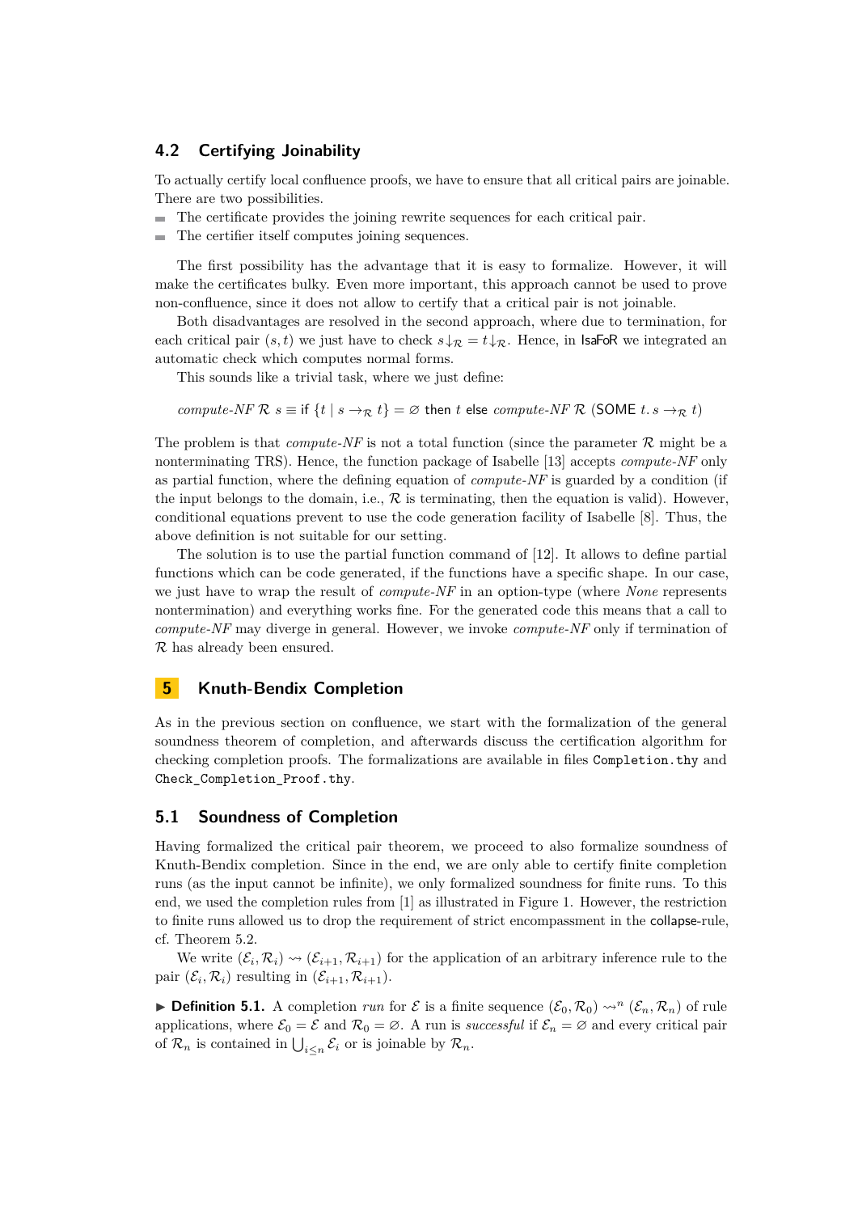## 4.2 Certifying Joinability

To actually certify local confluence proofs, we have to ensure that all critical pairs are joinable. There are two possibilities.

- The certificate provides the joining rewrite sequences for each critical pair.
- The certifier itself computes joining sequences.

The first possibility has the advantage that it is easy to formalize. However, it will make the certificates bulky. Even more important, this approach cannot be used to prove non-confluence, since it does not allow to certify that a critical pair is not joinable.

Both disadvantages are resolved in the second approach, where due to termination, for each critical pair $(s, t)$ we just have to check $s{\downarrow_{\mathcal{R}}} = t{\downarrow_{\mathcal{R}}}$. Hence, in IsaFoR we integrated an automatic check which computes normal forms.

This sounds like a trivial task, where we just define:

$$\textit{compute-NF}\ \mathcal{R}\ s \equiv \mathsf{if}\ \{t \mid s \to_{\mathcal{R}} t\} = \varnothing\ \mathsf{then}\ t\ \mathsf{else}\ \textit{compute-NF}\ \mathcal{R}\ (\mathsf{SOME}\ t.\ s \to_{\mathcal{R}} t)$$

The problem is that *compute-NF* is not a total function (since the parameter $\mathcal{R}$ might be a nonterminating TRS). Hence, the function package of Isabelle [13] accepts *compute-NF* only as partial function, where the defining equation of *compute-NF* is guarded by a condition (if the input belongs to the domain, i.e., $\mathcal{R}$ is terminating, then the equation is valid). However, conditional equations prevent to use the code generation facility of Isabelle [8]. Thus, the above definition is not suitable for our setting.

The solution is to use the partial function command of [12]. It allows to define partial functions which can be code generated, if the functions have a specific shape. In our case, we just have to wrap the result of *compute-NF* in an option-type (where *None* represents nontermination) and everything works fine. For the generated code this means that a call to *compute-NF* may diverge in general. However, we invoke *compute-NF* only if termination of $\mathcal{R}$ has already been ensured.

# 5 Knuth-Bendix Completion

As in the previous section on confluence, we start with the formalization of the general soundness theorem of completion, and afterwards discuss the certification algorithm for checking completion proofs. The formalizations are available in files `Completion.thy` and `Check_Completion_Proof.thy`.

## 5.1 Soundness of Completion

Having formalized the critical pair theorem, we proceed to also formalize soundness of Knuth-Bendix completion. Since in the end, we are only able to certify finite completion runs (as the input cannot be infinite), we only formalized soundness for finite runs. To this end, we used the completion rules from [1] as illustrated in Figure 1. However, the restriction to finite runs allowed us to drop the requirement of strict encompassment in the collapse-rule, cf. Theorem 5.2.

We write $(\mathcal{E}_i, \mathcal{R}_i) \rightsquigarrow (\mathcal{E}_{i+1}, \mathcal{R}_{i+1})$ for the application of an arbitrary inference rule to the pair $(\mathcal{E}_i, \mathcal{R}_i)$ resulting in $(\mathcal{E}_{i+1}, \mathcal{R}_{i+1})$.

▶ **Definition 5.1.** A completion *run* for $\mathcal{E}$ is a finite sequence $(\mathcal{E}_0, \mathcal{R}_0) \rightsquigarrow^n (\mathcal{E}_n, \mathcal{R}_n)$ of rule applications, where $\mathcal{E}_0 = \mathcal{E}$ and $\mathcal{R}_0 = \varnothing$. A run is *successful* if $\mathcal{E}_n = \varnothing$ and every critical pair of $\mathcal{R}_n$ is contained in $\bigcup_{i \leq n} \mathcal{E}_i$ or is joinable by $\mathcal{R}_n$.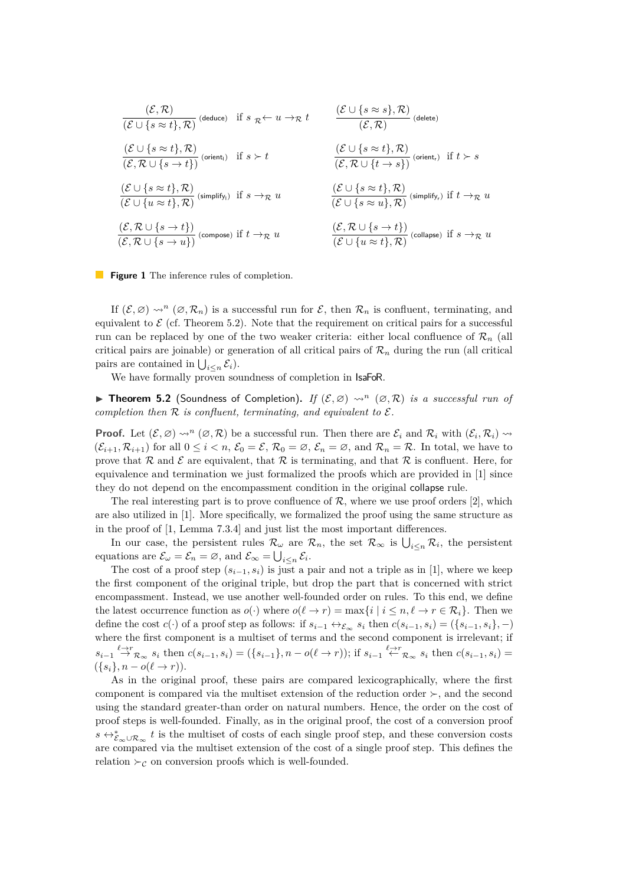$$\frac{(\mathcal{E}, \mathcal{R})}{(\mathcal{E} \cup \{s \approx t\}, \mathcal{R})} \text{(deduce)} \quad \text{if } s \mathrel{{}_{\mathcal{R}}\!\!\leftarrow} u \to_{\mathcal{R}} t \qquad \frac{(\mathcal{E} \cup \{s \approx s\}, \mathcal{R})}{(\mathcal{E}, \mathcal{R})} \text{(delete)}$$

$$\frac{(\mathcal{E} \cup \{s \approx t\}, \mathcal{R})}{(\mathcal{E}, \mathcal{R} \cup \{s \to t\})} \text{(orient}_\text{l}\text{)} \quad \text{if } s \succ t \qquad \frac{(\mathcal{E} \cup \{s \approx t\}, \mathcal{R})}{(\mathcal{E}, \mathcal{R} \cup \{t \to s\})} \text{(orient}_\text{r}\text{)} \quad \text{if } t \succ s$$

$$\frac{(\mathcal{E} \cup \{s \approx t\}, \mathcal{R})}{(\mathcal{E} \cup \{u \approx t\}, \mathcal{R})} \text{(simplify}_\text{l}\text{)} \quad \text{if } s \to_{\mathcal{R}} u \qquad \frac{(\mathcal{E} \cup \{s \approx t\}, \mathcal{R})}{(\mathcal{E} \cup \{s \approx u\}, \mathcal{R})} \text{(simplify}_\text{r}\text{)} \quad \text{if } t \to_{\mathcal{R}} u$$

$$\frac{(\mathcal{E}, \mathcal{R} \cup \{s \to t\})}{(\mathcal{E}, \mathcal{R} \cup \{s \to u\})} \text{(compose)} \quad \text{if } t \to_{\mathcal{R}} u \qquad \frac{(\mathcal{E}, \mathcal{R} \cup \{s \to t\})}{(\mathcal{E} \cup \{u \approx t\}, \mathcal{R})} \text{(collapse)} \quad \text{if } s \to_{\mathcal{R}} u$$

**Figure 1** The inference rules of completion.

If $(\mathcal{E}, \varnothing) \rightsquigarrow^n (\varnothing, \mathcal{R}_n)$ is a successful run for $\mathcal{E}$, then $\mathcal{R}_n$ is confluent, terminating, and equivalent to $\mathcal{E}$ (cf. Theorem 5.2). Note that the requirement on critical pairs for a successful run can be replaced by one of the two weaker criteria: either local confluence of $\mathcal{R}_n$ (all critical pairs are joinable) or generation of all critical pairs of $\mathcal{R}_n$ during the run (all critical pairs are contained in $\bigcup_{i \le n} \mathcal{E}_i$).

We have formally proven soundness of completion in IsaFoR.

▶ **Theorem 5.2** (Soundness of Completion). *If $(\mathcal{E}, \varnothing) \rightsquigarrow^n (\varnothing, \mathcal{R})$ is a successful run of completion then $\mathcal{R}$ is confluent, terminating, and equivalent to $\mathcal{E}$.*

**Proof.** Let $(\mathcal{E}, \varnothing) \rightsquigarrow^n (\varnothing, \mathcal{R})$ be a successful run. Then there are $\mathcal{E}_i$ and $\mathcal{R}_i$ with $(\mathcal{E}_i, \mathcal{R}_i) \rightsquigarrow (\mathcal{E}_{i+1}, \mathcal{R}_{i+1})$ for all $0 \le i < n$, $\mathcal{E}_0 = \mathcal{E}$, $\mathcal{R}_0 = \varnothing$, $\mathcal{E}_n = \varnothing$, and $\mathcal{R}_n = \mathcal{R}$. In total, we have to prove that $\mathcal{R}$ and $\mathcal{E}$ are equivalent, that $\mathcal{R}$ is terminating, and that $\mathcal{R}$ is confluent. Here, for equivalence and termination we just formalized the proofs which are provided in [1] since they do not depend on the encompassment condition in the original collapse rule.

The real interesting part is to prove confluence of $\mathcal{R}$, where we use proof orders [2], which are also utilized in [1]. More specifically, we formalized the proof using the same structure as in the proof of [1, Lemma 7.3.4] and just list the most important differences.

In our case, the persistent rules $\mathcal{R}_\omega$ are $\mathcal{R}_n$, the set $\mathcal{R}_\infty$ is $\bigcup_{i \le n} \mathcal{R}_i$, the persistent equations are $\mathcal{E}_\omega = \mathcal{E}_n = \varnothing$, and $\mathcal{E}_\infty = \bigcup_{i \le n} \mathcal{E}_i$.

The cost of a proof step $(s_{i-1}, s_i)$ is just a pair and not a triple as in [1], where we keep the first component of the original triple, but drop the part that is concerned with strict encompassment. Instead, we use another well-founded order on rules. To this end, we define the latest occurrence function as $o(\cdot)$ where $o(\ell \to r) = \max\{i \mid i \le n, \ell \to r \in \mathcal{R}_i\}$. Then we define the cost $c(\cdot)$ of a proof step as follows: if $s_{i-1} \leftrightarrow_{\mathcal{E}_\infty} s_i$ then $c(s_{i-1}, s_i) = (\{s_{i-1}, s_i\}, -)$ where the first component is a multiset of terms and the second component is irrelevant; if $s_{i-1} \xrightarrow{\ell \to r}_{\mathcal{R}_\infty} s_i$ then $c(s_{i-1}, s_i) = (\{s_{i-1}\}, n - o(\ell \to r))$; if $s_{i-1} \xleftarrow{\ell \to r}_{\mathcal{R}_\infty} s_i$ then $c(s_{i-1}, s_i) = (\{s_i\}, n - o(\ell \to r))$.

As in the original proof, these pairs are compared lexicographically, where the first component is compared via the multiset extension of the reduction order $\succ$, and the second using the standard greater-than order on natural numbers. Hence, the order on the cost of proof steps is well-founded. Finally, as in the original proof, the cost of a conversion proof $s \leftrightarrow^*_{\mathcal{E}_\infty \cup \mathcal{R}_\infty} t$ is the multiset of costs of each single proof step, and these conversion costs are compared via the multiset extension of the cost of a single proof step. This defines the relation $\succ_{\mathcal{C}}$ on conversion proofs which is well-founded.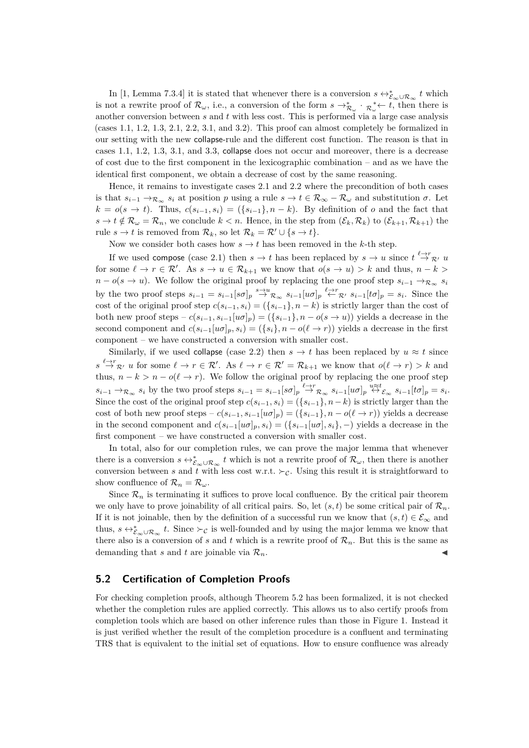In [1, Lemma 7.3.4] it is stated that whenever there is a conversion $s \leftrightarrow^*_{\mathcal{E}_\infty \cup \mathcal{R}_\infty} t$ which is not a rewrite proof of $\mathcal{R}_\omega$, i.e., a conversion of the form $s \to^*_{\mathcal{R}_\omega} \cdot {}_{\mathcal{R}_\omega}^{*}\!\!\leftarrow t$, then there is another conversion between $s$ and $t$ with less cost. This is performed via a large case analysis (cases 1.1, 1.2, 1.3, 2.1, 2.2, 3.1, and 3.2). This proof can almost completely be formalized in our setting with the new collapse-rule and the different cost function. The reason is that in cases 1.1, 1.2, 1.3, 3.1, and 3.3, collapse does not occur and moreover, there is a decrease of cost due to the first component in the lexicographic combination – and as we have the identical first component, we obtain a decrease of cost by the same reasoning.

Hence, it remains to investigate cases 2.1 and 2.2 where the precondition of both cases is that $s_{i-1} \to_{\mathcal{R}_\infty} s_i$ at position $p$ using a rule $s \to t \in \mathcal{R}_\infty - \mathcal{R}_\omega$ and substitution $\sigma$. Let $k = o(s \to t)$. Thus, $c(s_{i-1}, s_i) = (\{s_{i-1}\}, n - k)$. By definition of $o$ and the fact that $s \to t \notin \mathcal{R}_\omega = \mathcal{R}_n$, we conclude $k < n$. Hence, in the step from $(\mathcal{E}_k, \mathcal{R}_k)$ to $(\mathcal{E}_{k+1}, \mathcal{R}_{k+1})$ the rule $s \to t$ is removed from $\mathcal{R}_k$, so let $\mathcal{R}_k = \mathcal{R}' \cup \{s \to t\}$.

Now we consider both cases how $s \to t$ has been removed in the $k$-th step.

If we used compose (case 2.1) then $s \to t$ has been replaced by $s \to u$ since $t \overset{\ell \to r}{\to}_{\mathcal{R}'} u$ for some $\ell \to r \in \mathcal{R}'$. As $s \to u \in \mathcal{R}_{k+1}$ we know that $o(s \to u) > k$ and thus, $n - k > n - o(s \to u)$. We follow the original proof by replacing the one proof step $s_{i-1} \to_{\mathcal{R}_\infty} s_i$ by the two proof steps $s_{i-1} = s_{i-1}[s\sigma]_p \overset{s \to u}{\to}_{\mathcal{R}_\infty} s_{i-1}[u\sigma]_p \overset{\ell \to r}{\leftarrow}_{\mathcal{R}'} s_{i-1}[t\sigma]_p = s_i$. Since the cost of the original proof step $c(s_{i-1}, s_i) = (\{s_{i-1}\}, n - k)$ is strictly larger than the cost of both new proof steps – $c(s_{i-1}, s_{i-1}[u\sigma]_p) = (\{s_{i-1}\}, n - o(s \to u))$ yields a decrease in the second component and $c(s_{i-1}[u\sigma]_p, s_i) = (\{s_i\}, n - o(\ell \to r))$ yields a decrease in the first component – we have constructed a conversion with smaller cost.

Similarly, if we used collapse (case 2.2) then $s \to t$ has been replaced by $u \approx t$ since $s \overset{\ell \to r}{\to}_{\mathcal{R}'} u$ for some $\ell \to r \in \mathcal{R}'$. As $\ell \to r \in \mathcal{R}' = \mathcal{R}_{k+1}$ we know that $o(\ell \to r) > k$ and thus, $n - k > n - o(\ell \to r)$. We follow the original proof by replacing the one proof step $s_{i-1} \to_{\mathcal{R}_\infty} s_i$ by the two proof steps $s_{i-1} = s_{i-1}[s\sigma]_p \overset{\ell \to r}{\to}_{\mathcal{R}_\infty} s_{i-1}[u\sigma]_p \overset{u \approx t}{\leftrightarrow}_{\mathcal{E}_\infty} s_{i-1}[t\sigma]_p = s_i$. Since the cost of the original proof step $c(s_{i-1}, s_i) = (\{s_{i-1}\}, n - k)$ is strictly larger than the cost of both new proof steps – $c(s_{i-1}, s_{i-1}[u\sigma]_p) = (\{s_{i-1}\}, n - o(\ell \to r))$ yields a decrease in the second component and $c(s_{i-1}[u\sigma]_p, s_i) = (\{s_{i-1}[u\sigma], s_i\}, -)$ yields a decrease in the first component – we have constructed a conversion with smaller cost.

In total, also for our completion rules, we can prove the major lemma that whenever there is a conversion $s \leftrightarrow^*_{\mathcal{E}_\infty \cup \mathcal{R}_\infty} t$ which is not a rewrite proof of $\mathcal{R}_\omega$, then there is another conversion between $s$ and $t$ with less cost w.r.t. $\succ_{\mathcal{C}}$. Using this result it is straightforward to show confluence of $\mathcal{R}_n = \mathcal{R}_\omega$.

Since $\mathcal{R}_n$ is terminating it suffices to prove local confluence. By the critical pair theorem we only have to prove joinability of all critical pairs. So, let $(s, t)$ be some critical pair of $\mathcal{R}_n$. If it is not joinable, then by the definition of a successful run we know that $(s, t) \in \mathcal{E}_\infty$ and thus, $s \leftrightarrow^*_{\mathcal{E}_\infty \cup \mathcal{R}_\infty} t$. Since $\succ_{\mathcal{C}}$ is well-founded and by using the major lemma we know that there also is a conversion of $s$ and $t$ which is a rewrite proof of $\mathcal{R}_n$. But this is the same as demanding that $s$ and $t$ are joinable via $\mathcal{R}_n$. ◀

## 5.2 Certification of Completion Proofs

For checking completion proofs, although Theorem 5.2 has been formalized, it is not checked whether the completion rules are applied correctly. This allows us to also certify proofs from completion tools which are based on other inference rules than those in Figure 1. Instead it is just verified whether the result of the completion procedure is a confluent and terminating TRS that is equivalent to the initial set of equations. How to ensure confluence was already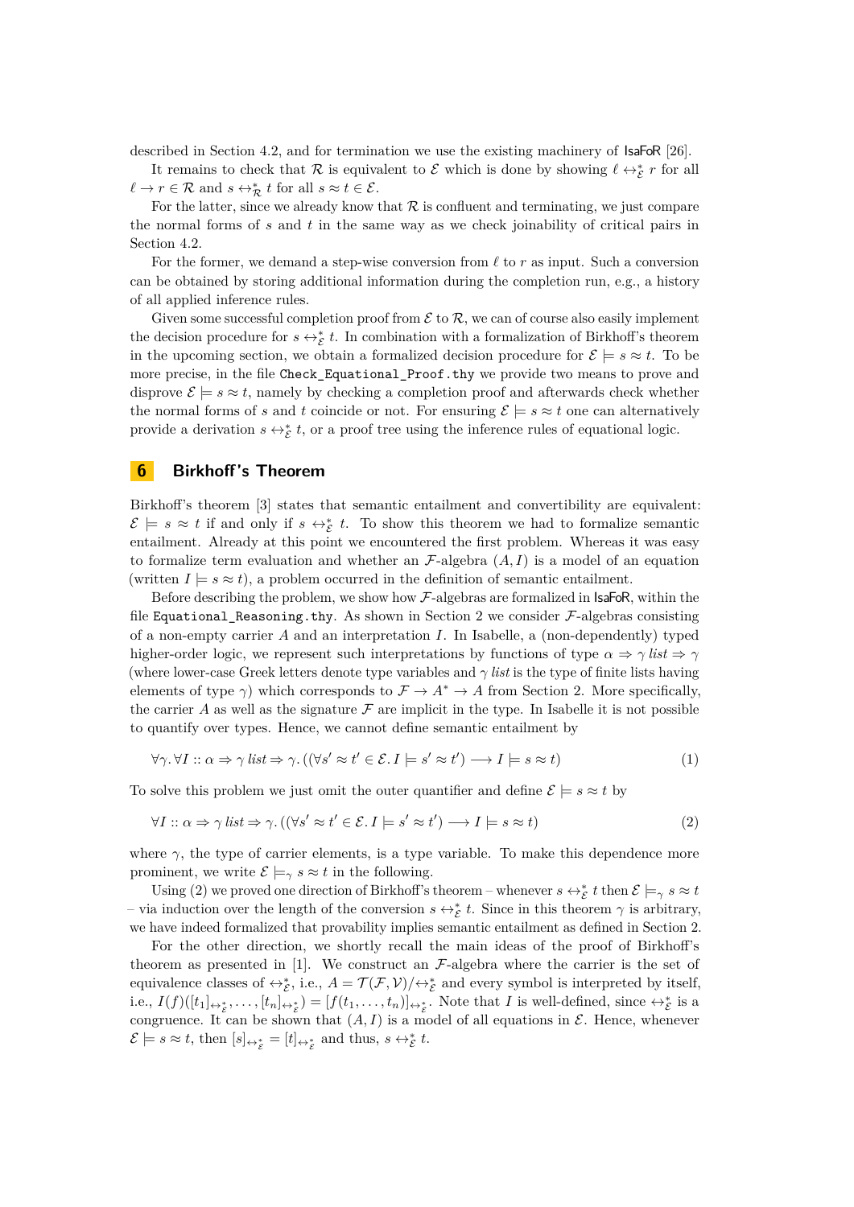described in Section 4.2, and for termination we use the existing machinery of IsaFoR [26].

It remains to check that $\mathcal{R}$ is equivalent to $\mathcal{E}$ which is done by showing $\ell \leftrightarrow_{\mathcal{E}}^* r$ for all $\ell \to r \in \mathcal{R}$ and $s \leftrightarrow_{\mathcal{R}}^* t$ for all $s \approx t \in \mathcal{E}$.

For the latter, since we already know that $\mathcal{R}$ is confluent and terminating, we just compare the normal forms of $s$ and $t$ in the same way as we check joinability of critical pairs in Section 4.2.

For the former, we demand a step-wise conversion from $\ell$ to $r$ as input. Such a conversion can be obtained by storing additional information during the completion run, e.g., a history of all applied inference rules.

Given some successful completion proof from $\mathcal{E}$ to $\mathcal{R}$, we can of course also easily implement the decision procedure for $s \leftrightarrow_{\mathcal{E}}^* t$. In combination with a formalization of Birkhoff's theorem in the upcoming section, we obtain a formalized decision procedure for $\mathcal{E} \models s \approx t$. To be more precise, in the file `Check_Equational_Proof.thy` we provide two means to prove and disprove $\mathcal{E} \models s \approx t$, namely by checking a completion proof and afterwards check whether the normal forms of $s$ and $t$ coincide or not. For ensuring $\mathcal{E} \models s \approx t$ one can alternatively provide a derivation $s \leftrightarrow_{\mathcal{E}}^* t$, or a proof tree using the inference rules of equational logic.

# 6 Birkhoff's Theorem

Birkhoff's theorem [3] states that semantic entailment and convertibility are equivalent: $\mathcal{E} \models s \approx t$ if and only if $s \leftrightarrow_{\mathcal{E}}^* t$. To show this theorem we had to formalize semantic entailment. Already at this point we encountered the first problem. Whereas it was easy to formalize term evaluation and whether an $\mathcal{F}$-algebra $(A, I)$ is a model of an equation (written $I \models s \approx t$), a problem occurred in the definition of semantic entailment.

Before describing the problem, we show how $\mathcal{F}$-algebras are formalized in IsaFoR, within the file `Equational_Reasoning.thy`. As shown in Section 2 we consider $\mathcal{F}$-algebras consisting of a non-empty carrier $A$ and an interpretation $I$. In Isabelle, a (non-dependently) typed higher-order logic, we represent such interpretations by functions of type $\alpha \Rightarrow \gamma\ \mathit{list} \Rightarrow \gamma$ (where lower-case Greek letters denote type variables and $\gamma\ \mathit{list}$ is the type of finite lists having elements of type $\gamma$) which corresponds to $\mathcal{F} \to A^* \to A$ from Section 2. More specifically, the carrier $A$ as well as the signature $\mathcal{F}$ are implicit in the type. In Isabelle it is not possible to quantify over types. Hence, we cannot define semantic entailment by

$$\forall \gamma. \forall I :: \alpha \Rightarrow \gamma\ \mathit{list} \Rightarrow \gamma. ((\forall s' \approx t' \in \mathcal{E}. I \models s' \approx t') \longrightarrow I \models s \approx t) \tag{1}$$

To solve this problem we just omit the outer quantifier and define $\mathcal{E} \models s \approx t$ by

$$\forall I :: \alpha \Rightarrow \gamma\ \mathit{list} \Rightarrow \gamma. ((\forall s' \approx t' \in \mathcal{E}. I \models s' \approx t') \longrightarrow I \models s \approx t) \tag{2}$$

where $\gamma$, the type of carrier elements, is a type variable. To make this dependence more prominent, we write $\mathcal{E} \models_\gamma s \approx t$ in the following.

Using (2) we proved one direction of Birkhoff's theorem – whenever $s \leftrightarrow_{\mathcal{E}}^* t$ then $\mathcal{E} \models_\gamma s \approx t$ – via induction over the length of the conversion $s \leftrightarrow_{\mathcal{E}}^* t$. Since in this theorem $\gamma$ is arbitrary, we have indeed formalized that provability implies semantic entailment as defined in Section 2.

For the other direction, we shortly recall the main ideas of the proof of Birkhoff's theorem as presented in [1]. We construct an $\mathcal{F}$-algebra where the carrier is the set of equivalence classes of $\leftrightarrow_{\mathcal{E}}^*$, i.e., $A = \mathcal{T}(\mathcal{F}, \mathcal{V}) / {\leftrightarrow_{\mathcal{E}}^*}$ and every symbol is interpreted by itself, i.e., $I(f)([t_1]_{\leftrightarrow_{\mathcal{E}}^*}, \ldots, [t_n]_{\leftrightarrow_{\mathcal{E}}^*}) = [f(t_1, \ldots, t_n)]_{\leftrightarrow_{\mathcal{E}}^*}$. Note that $I$ is well-defined, since $\leftrightarrow_{\mathcal{E}}^*$ is a congruence. It can be shown that $(A, I)$ is a model of all equations in $\mathcal{E}$. Hence, whenever $\mathcal{E} \models s \approx t$, then $[s]_{\leftrightarrow_{\mathcal{E}}^*} = [t]_{\leftrightarrow_{\mathcal{E}}^*}$ and thus, $s \leftrightarrow_{\mathcal{E}}^* t$.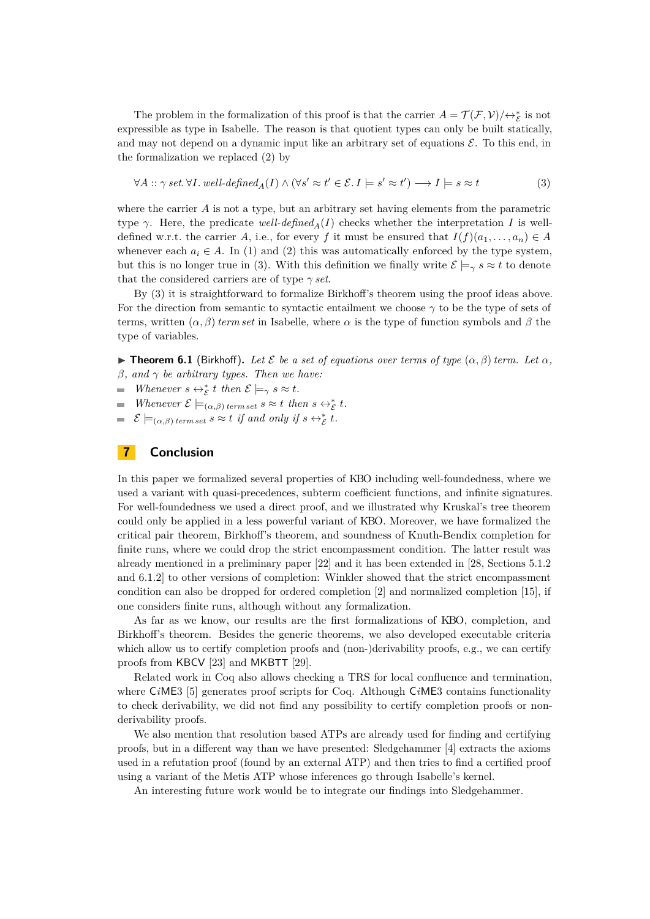The problem in the formalization of this proof is that the carrier $A = \mathcal{T}(\mathcal{F}, \mathcal{V})/{\leftrightarrow^*_\mathcal{E}}$ is not expressible as type in Isabelle. The reason is that quotient types can only be built statically, and may not depend on a dynamic input like an arbitrary set of equations $\mathcal{E}$. To this end, in the formalization we replaced (2) by

$$\forall A :: \gamma\ \mathit{set}.\, \forall I.\ \mathit{well\text{-}defined}_A(I) \wedge (\forall s' \approx t' \in \mathcal{E}.\, I \models s' \approx t') \longrightarrow I \models s \approx t \tag{3}$$

where the carrier $A$ is not a type, but an arbitrary set having elements from the parametric type $\gamma$. Here, the predicate $\mathit{well\text{-}defined}_A(I)$ checks whether the interpretation $I$ is well-defined w.r.t. the carrier $A$, i.e., for every $f$ it must be ensured that $I(f)(a_1, \ldots, a_n) \in A$ whenever each $a_i \in A$. In (1) and (2) this was automatically enforced by the type system, but this is no longer true in (3). With this definition we finally write $\mathcal{E} \models_\gamma s \approx t$ to denote that the considered carriers are of type $\gamma\ \mathit{set}$.

By (3) it is straightforward to formalize Birkhoff's theorem using the proof ideas above. For the direction from semantic to syntactic entailment we choose $\gamma$ to be the type of sets of terms, written $(\alpha, \beta)\ \mathit{term\,set}$ in Isabelle, where $\alpha$ is the type of function symbols and $\beta$ the type of variables.

▶ **Theorem 6.1** (Birkhoff). *Let $\mathcal{E}$ be a set of equations over terms of type $(\alpha, \beta)\ \mathit{term}$. Let $\alpha$, $\beta$, and $\gamma$ be arbitrary types. Then we have:*

- *Whenever $s \leftrightarrow^*_\mathcal{E} t$ then $\mathcal{E} \models_\gamma s \approx t$.*
- *Whenever $\mathcal{E} \models_{(\alpha,\beta)\ \mathit{term\,set}} s \approx t$ then $s \leftrightarrow^*_\mathcal{E} t$.*
- *$\mathcal{E} \models_{(\alpha,\beta)\ \mathit{term\,set}} s \approx t$ if and only if $s \leftrightarrow^*_\mathcal{E} t$.*

## 7 Conclusion

In this paper we formalized several properties of KBO including well-foundedness, where we used a variant with quasi-precedences, subterm coefficient functions, and infinite signatures. For well-foundedness we used a direct proof, and we illustrated why Kruskal's tree theorem could only be applied in a less powerful variant of KBO. Moreover, we have formalized the critical pair theorem, Birkhoff's theorem, and soundness of Knuth-Bendix completion for finite runs, where we could drop the strict encompassment condition. The latter result was already mentioned in a preliminary paper [22] and it has been extended in [28, Sections 5.1.2 and 6.1.2] to other versions of completion: Winkler showed that the strict encompassment condition can also be dropped for ordered completion [2] and normalized completion [15], if one considers finite runs, although without any formalization.

As far as we know, our results are the first formalizations of KBO, completion, and Birkhoff's theorem. Besides the generic theorems, we also developed executable criteria which allow us to certify completion proofs and (non-)derivability proofs, e.g., we can certify proofs from KBCV [23] and MKBTT [29].

Related work in Coq also allows checking a TRS for local confluence and termination, where C*i*ME3 [5] generates proof scripts for Coq. Although C*i*ME3 contains functionality to check derivability, we did not find any possibility to certify completion proofs or non-derivability proofs.

We also mention that resolution based ATPs are already used for finding and certifying proofs, but in a different way than we have presented: Sledgehammer [4] extracts the axioms used in a refutation proof (found by an external ATP) and then tries to find a certified proof using a variant of the Metis ATP whose inferences go through Isabelle's kernel.

An interesting future work would be to integrate our findings into Sledgehammer.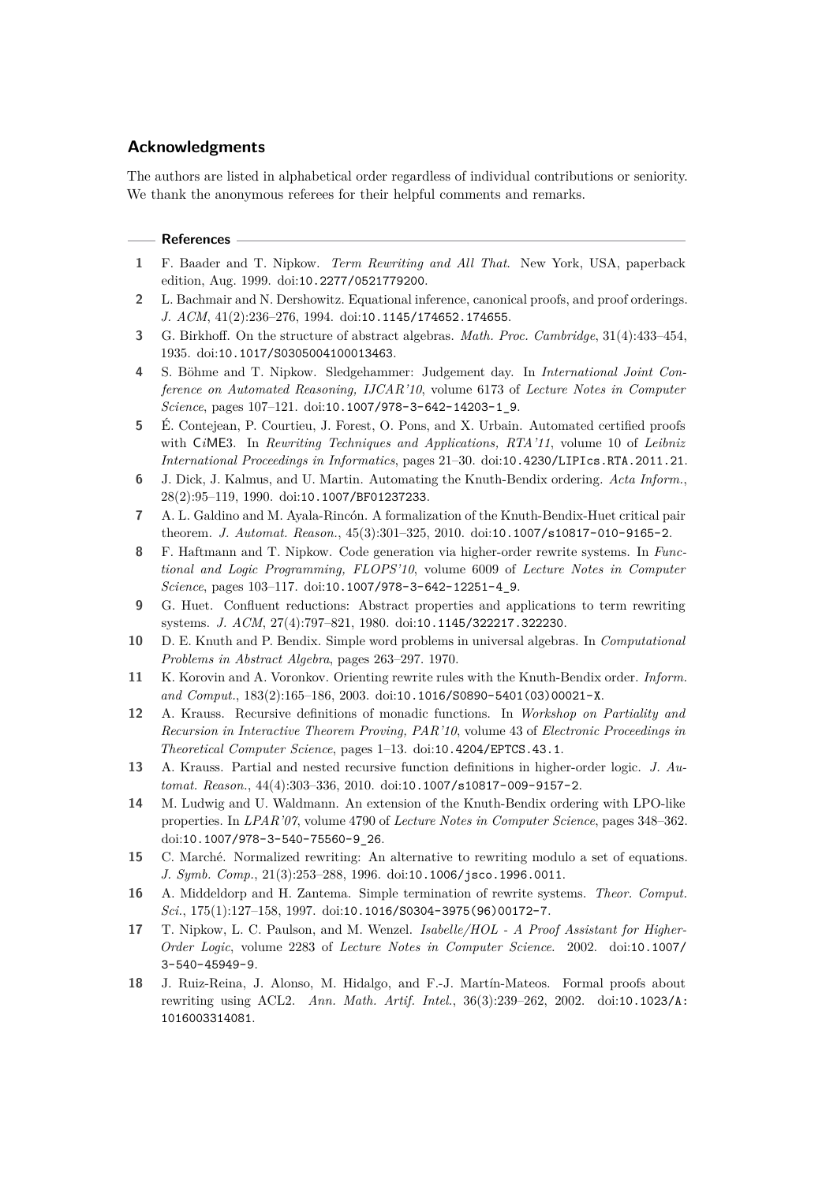## Acknowledgments

The authors are listed in alphabetical order regardless of individual contributions or seniority. We thank the anonymous referees for their helpful comments and remarks.

## References

1. F. Baader and T. Nipkow. *Term Rewriting and All That*. New York, USA, paperback edition, Aug. 1999. doi:10.2277/0521779200.
2. L. Bachmair and N. Dershowitz. Equational inference, canonical proofs, and proof orderings. *J. ACM*, 41(2):236–276, 1994. doi:10.1145/174652.174655.
3. G. Birkhoff. On the structure of abstract algebras. *Math. Proc. Cambridge*, 31(4):433–454, 1935. doi:10.1017/S0305004100013463.
4. S. Böhme and T. Nipkow. Sledgehammer: Judgement day. In *International Joint Conference on Automated Reasoning, IJCAR'10*, volume 6173 of *Lecture Notes in Computer Science*, pages 107–121. doi:10.1007/978-3-642-14203-1_9.
5. É. Contejean, P. Courtieu, J. Forest, O. Pons, and X. Urbain. Automated certified proofs with C*i*ME3. In *Rewriting Techniques and Applications, RTA'11*, volume 10 of *Leibniz International Proceedings in Informatics*, pages 21–30. doi:10.4230/LIPIcs.RTA.2011.21.
6. J. Dick, J. Kalmus, and U. Martin. Automating the Knuth-Bendix ordering. *Acta Inform.*, 28(2):95–119, 1990. doi:10.1007/BF01237233.
7. A. L. Galdino and M. Ayala-Rincón. A formalization of the Knuth-Bendix-Huet critical pair theorem. *J. Automat. Reason.*, 45(3):301–325, 2010. doi:10.1007/s10817-010-9165-2.
8. F. Haftmann and T. Nipkow. Code generation via higher-order rewrite systems. In *Functional and Logic Programming, FLOPS'10*, volume 6009 of *Lecture Notes in Computer Science*, pages 103–117. doi:10.1007/978-3-642-12251-4_9.
9. G. Huet. Confluent reductions: Abstract properties and applications to term rewriting systems. *J. ACM*, 27(4):797–821, 1980. doi:10.1145/322217.322230.
10. D. E. Knuth and P. Bendix. Simple word problems in universal algebras. In *Computational Problems in Abstract Algebra*, pages 263–297. 1970.
11. K. Korovin and A. Voronkov. Orienting rewrite rules with the Knuth-Bendix order. *Inform. and Comput.*, 183(2):165–186, 2003. doi:10.1016/S0890-5401(03)00021-X.
12. A. Krauss. Recursive definitions of monadic functions. In *Workshop on Partiality and Recursion in Interactive Theorem Proving, PAR'10*, volume 43 of *Electronic Proceedings in Theoretical Computer Science*, pages 1–13. doi:10.4204/EPTCS.43.1.
13. A. Krauss. Partial and nested recursive function definitions in higher-order logic. *J. Automat. Reason.*, 44(4):303–336, 2010. doi:10.1007/s10817-009-9157-2.
14. M. Ludwig and U. Waldmann. An extension of the Knuth-Bendix ordering with LPO-like properties. In *LPAR'07*, volume 4790 of *Lecture Notes in Computer Science*, pages 348–362. doi:10.1007/978-3-540-75560-9_26.
15. C. Marché. Normalized rewriting: An alternative to rewriting modulo a set of equations. *J. Symb. Comp.*, 21(3):253–288, 1996. doi:10.1006/jsco.1996.0011.
16. A. Middeldorp and H. Zantema. Simple termination of rewrite systems. *Theor. Comput. Sci.*, 175(1):127–158, 1997. doi:10.1016/S0304-3975(96)00172-7.
17. T. Nipkow, L. C. Paulson, and M. Wenzel. *Isabelle/HOL - A Proof Assistant for Higher-Order Logic*, volume 2283 of *Lecture Notes in Computer Science*. 2002. doi:10.1007/3-540-45949-9.
18. J. Ruiz-Reina, J. Alonso, M. Hidalgo, and F.-J. Martín-Mateos. Formal proofs about rewriting using ACL2. *Ann. Math. Artif. Intel.*, 36(3):239–262, 2002. doi:10.1023/A:1016003314081.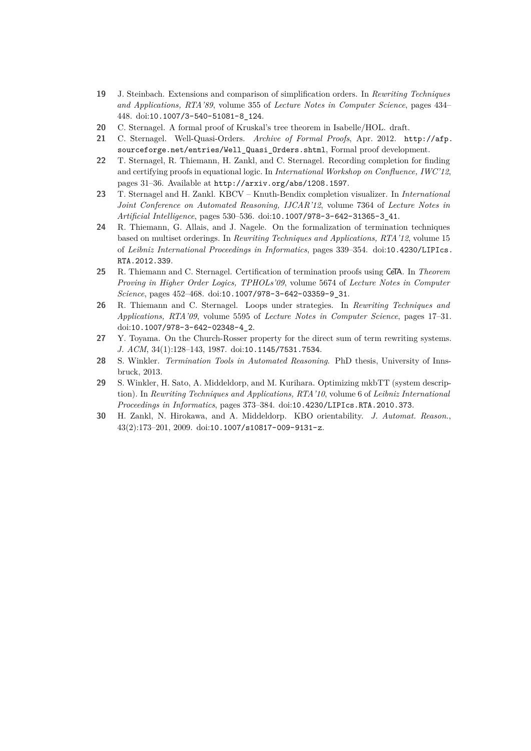**19** J. Steinbach. Extensions and comparison of simplification orders. In *Rewriting Techniques and Applications, RTA'89*, volume 355 of *Lecture Notes in Computer Science*, pages 434–448. doi:10.1007/3-540-51081-8_124.

**20** C. Sternagel. A formal proof of Kruskal's tree theorem in Isabelle/HOL. draft.

**21** C. Sternagel. Well-Quasi-Orders. *Archive of Formal Proofs*, Apr. 2012. http://afp.sourceforge.net/entries/Well_Quasi_Orders.shtml, Formal proof development.

**22** T. Sternagel, R. Thiemann, H. Zankl, and C. Sternagel. Recording completion for finding and certifying proofs in equational logic. In *International Workshop on Confluence, IWC'12*, pages 31–36. Available at http://arxiv.org/abs/1208.1597.

**23** T. Sternagel and H. Zankl. KBCV – Knuth-Bendix completion visualizer. In *International Joint Conference on Automated Reasoning, IJCAR'12*, volume 7364 of *Lecture Notes in Artificial Intelligence*, pages 530–536. doi:10.1007/978-3-642-31365-3_41.

**24** R. Thiemann, G. Allais, and J. Nagele. On the formalization of termination techniques based on multiset orderings. In *Rewriting Techniques and Applications, RTA'12*, volume 15 of *Leibniz International Proceedings in Informatics*, pages 339–354. doi:10.4230/LIPIcs.RTA.2012.339.

**25** R. Thiemann and C. Sternagel. Certification of termination proofs using CeTA. In *Theorem Proving in Higher Order Logics, TPHOLs'09*, volume 5674 of *Lecture Notes in Computer Science*, pages 452–468. doi:10.1007/978-3-642-03359-9_31.

**26** R. Thiemann and C. Sternagel. Loops under strategies. In *Rewriting Techniques and Applications, RTA'09*, volume 5595 of *Lecture Notes in Computer Science*, pages 17–31. doi:10.1007/978-3-642-02348-4_2.

**27** Y. Toyama. On the Church-Rosser property for the direct sum of term rewriting systems. *J. ACM*, 34(1):128–143, 1987. doi:10.1145/7531.7534.

**28** S. Winkler. *Termination Tools in Automated Reasoning*. PhD thesis, University of Innsbruck, 2013.

**29** S. Winkler, H. Sato, A. Middeldorp, and M. Kurihara. Optimizing mkbTT (system description). In *Rewriting Techniques and Applications, RTA'10*, volume 6 of *Leibniz International Proceedings in Informatics*, pages 373–384. doi:10.4230/LIPIcs.RTA.2010.373.

**30** H. Zankl, N. Hirokawa, and A. Middeldorp. KBO orientability. *J. Automat. Reason.*, 43(2):173–201, 2009. doi:10.1007/s10817-009-9131-z.